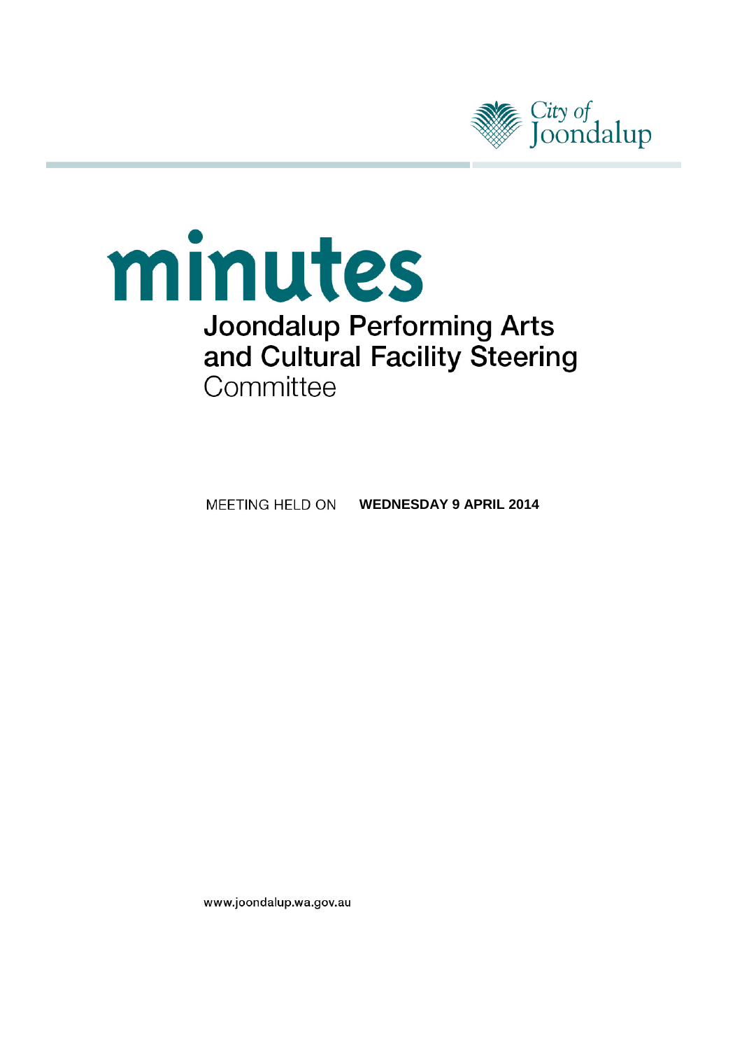City of Joondalup

# minutes

## Joondalup Performing Arts and Cultural Facility Steering Committee

MEETING HELD ON **WEDNESDAY 9 APRIL 2014**

www.joondalup.wa.gov.au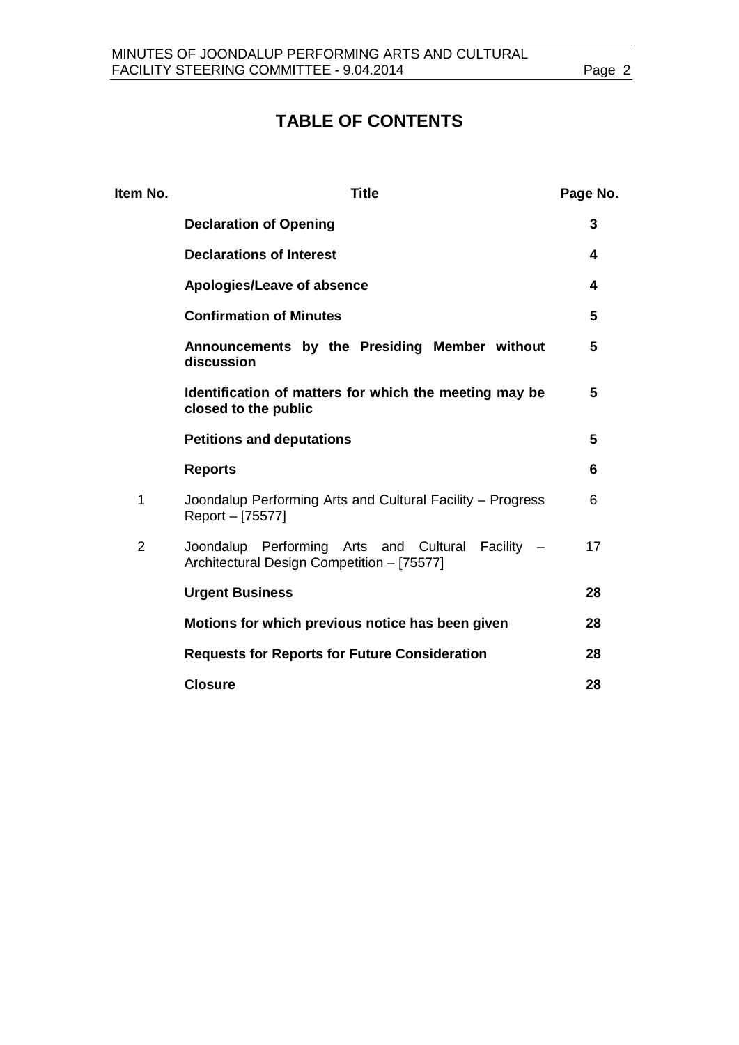# TABLE OF CONTENTS

| Item No. | Title | Page No. |
|---|---|---|
| | **Declaration of Opening** | **3** |
| | **Declarations of Interest** | **4** |
| | **Apologies/Leave of absence** | **4** |
| | **Confirmation of Minutes** | **5** |
| | **Announcements by the Presiding Member without discussion** | **5** |
| | **Identification of matters for which the meeting may be closed to the public** | **5** |
| | **Petitions and deputations** | **5** |
| | **Reports** | **6** |
| 1 | Joondalup Performing Arts and Cultural Facility – Progress Report – [75577] | 6 |
| 2 | Joondalup Performing Arts and Cultural Facility – Architectural Design Competition – [75577] | 17 |
| | **Urgent Business** | **28** |
| | **Motions for which previous notice has been given** | **28** |
| | **Requests for Reports for Future Consideration** | **28** |
| | **Closure** | **28** |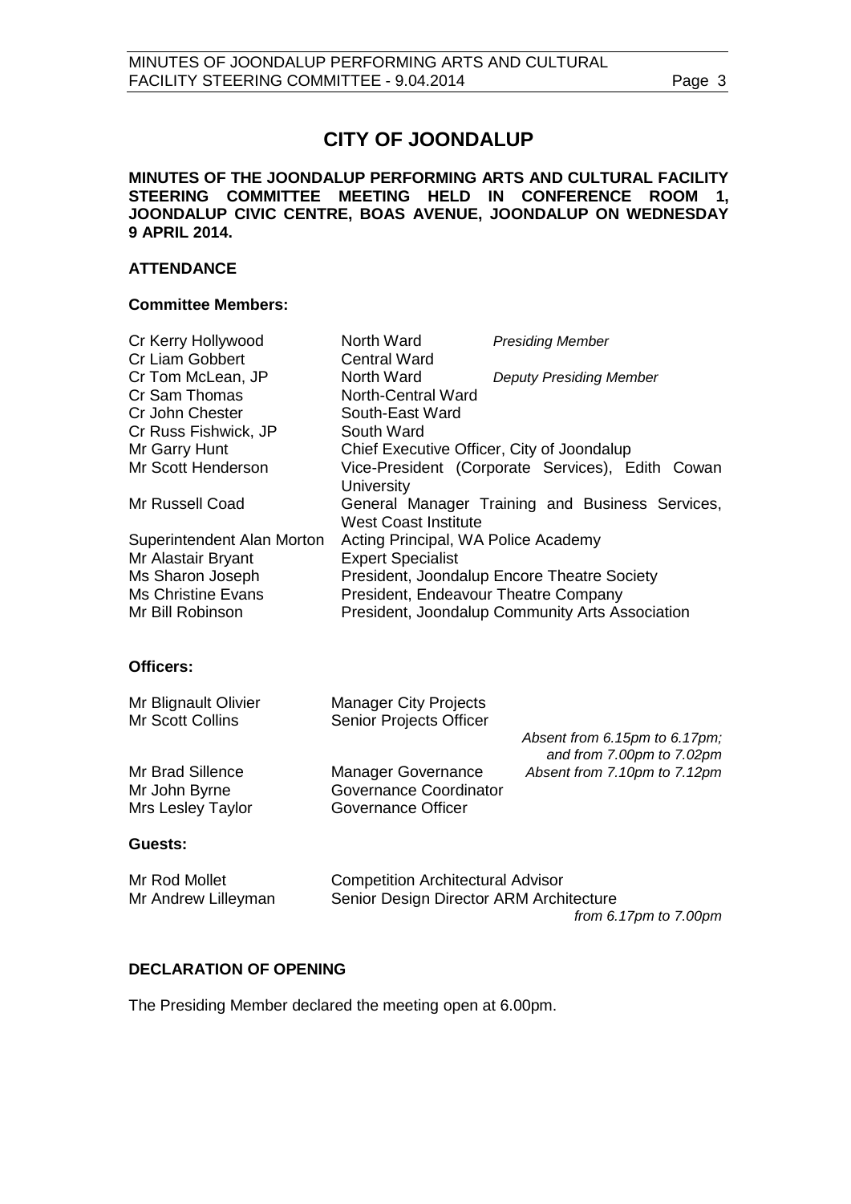# CITY OF JOONDALUP

**MINUTES OF THE JOONDALUP PERFORMING ARTS AND CULTURAL FACILITY STEERING COMMITTEE MEETING HELD IN CONFERENCE ROOM 1, JOONDALUP CIVIC CENTRE, BOAS AVENUE, JOONDALUP ON WEDNESDAY 9 APRIL 2014.**

## ATTENDANCE

### Committee Members:

| | | |
|---|---|---|
| Cr Kerry Hollywood | North Ward | *Presiding Member* |
| Cr Liam Gobbert | Central Ward | |
| Cr Tom McLean, JP | North Ward | *Deputy Presiding Member* |
| Cr Sam Thomas | North-Central Ward | |
| Cr John Chester | South-East Ward | |
| Cr Russ Fishwick, JP | South Ward | |
| Mr Garry Hunt | Chief Executive Officer, City of Joondalup | |
| Mr Scott Henderson | Vice-President (Corporate Services), Edith Cowan University | |
| Mr Russell Coad | General Manager Training and Business Services, West Coast Institute | |
| Superintendent Alan Morton | Acting Principal, WA Police Academy | |
| Mr Alastair Bryant | Expert Specialist | |
| Ms Sharon Joseph | President, Joondalup Encore Theatre Society | |
| Ms Christine Evans | President, Endeavour Theatre Company | |
| Mr Bill Robinson | President, Joondalup Community Arts Association | |

### Officers:

| | | |
|---|---|---|
| Mr Blignault Olivier | Manager City Projects | |
| Mr Scott Collins | Senior Projects Officer | *Absent from 6.15pm to 6.17pm; and from 7.00pm to 7.02pm* |
| Mr Brad Sillence | Manager Governance | *Absent from 7.10pm to 7.12pm* |
| Mr John Byrne | Governance Coordinator | |
| Mrs Lesley Taylor | Governance Officer | |

### Guests:

| | | |
|---|---|---|
| Mr Rod Mollet | Competition Architectural Advisor | |
| Mr Andrew Lilleyman | Senior Design Director ARM Architecture | *from 6.17pm to 7.00pm* |

## DECLARATION OF OPENING

The Presiding Member declared the meeting open at 6.00pm.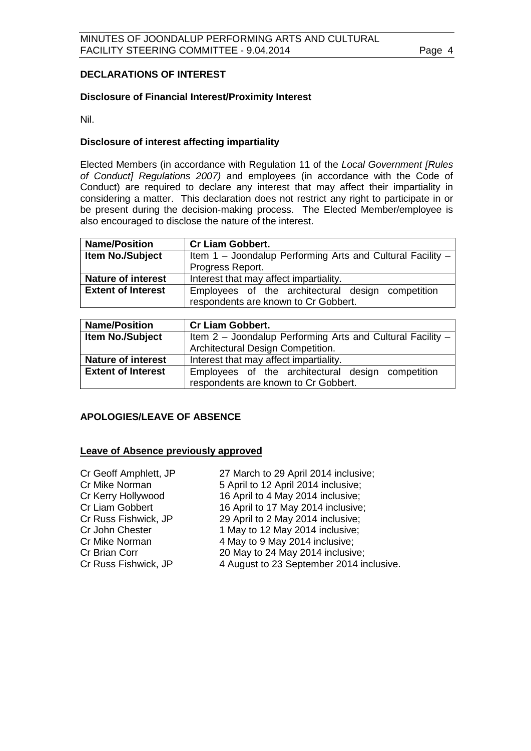## DECLARATIONS OF INTEREST

### Disclosure of Financial Interest/Proximity Interest

Nil.

### Disclosure of interest affecting impartiality

Elected Members (in accordance with Regulation 11 of the *Local Government [Rules of Conduct] Regulations 2007)* and employees (in accordance with the Code of Conduct) are required to declare any interest that may affect their impartiality in considering a matter. This declaration does not restrict any right to participate in or be present during the decision-making process. The Elected Member/employee is also encouraged to disclose the nature of the interest.

| **Name/Position** | **Cr Liam Gobbert.** |
|---|---|
| **Item No./Subject** | Item 1 – Joondalup Performing Arts and Cultural Facility – Progress Report. |
| **Nature of interest** | Interest that may affect impartiality. |
| **Extent of Interest** | Employees of the architectural design competition respondents are known to Cr Gobbert. |

| **Name/Position** | **Cr Liam Gobbert.** |
|---|---|
| **Item No./Subject** | Item 2 – Joondalup Performing Arts and Cultural Facility – Architectural Design Competition. |
| **Nature of interest** | Interest that may affect impartiality. |
| **Extent of Interest** | Employees of the architectural design competition respondents are known to Cr Gobbert. |

## APOLOGIES/LEAVE OF ABSENCE

### Leave of Absence previously approved

| | |
|---|---|
| Cr Geoff Amphlett, JP | 27 March to 29 April 2014 inclusive; |
| Cr Mike Norman | 5 April to 12 April 2014 inclusive; |
| Cr Kerry Hollywood | 16 April to 4 May 2014 inclusive; |
| Cr Liam Gobbert | 16 April to 17 May 2014 inclusive; |
| Cr Russ Fishwick, JP | 29 April to 2 May 2014 inclusive; |
| Cr John Chester | 1 May to 12 May 2014 inclusive; |
| Cr Mike Norman | 4 May to 9 May 2014 inclusive; |
| Cr Brian Corr | 20 May to 24 May 2014 inclusive; |
| Cr Russ Fishwick, JP | 4 August to 23 September 2014 inclusive. |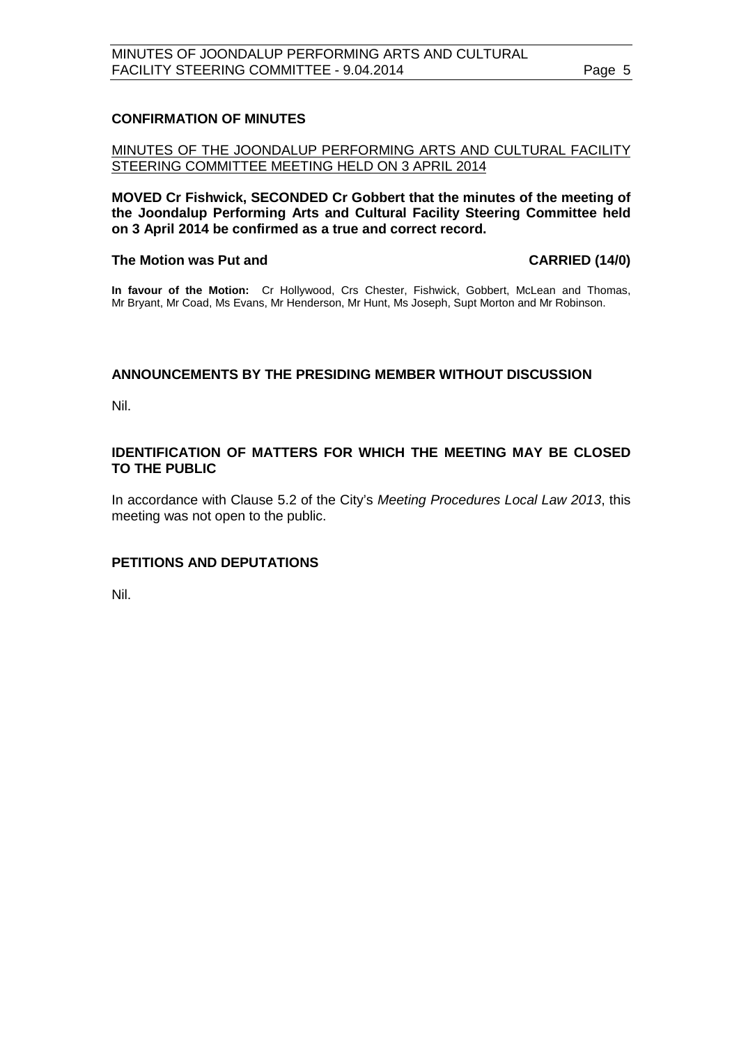## CONFIRMATION OF MINUTES

MINUTES OF THE JOONDALUP PERFORMING ARTS AND CULTURAL FACILITY STEERING COMMITTEE MEETING HELD ON 3 APRIL 2014

**MOVED Cr Fishwick, SECONDED Cr Gobbert that the minutes of the meeting of the Joondalup Performing Arts and Cultural Facility Steering Committee held on 3 April 2014 be confirmed as a true and correct record.**

**The Motion was Put and CARRIED (14/0)**

**In favour of the Motion:** Cr Hollywood, Crs Chester, Fishwick, Gobbert, McLean and Thomas, Mr Bryant, Mr Coad, Ms Evans, Mr Henderson, Mr Hunt, Ms Joseph, Supt Morton and Mr Robinson.

## ANNOUNCEMENTS BY THE PRESIDING MEMBER WITHOUT DISCUSSION

Nil.

## IDENTIFICATION OF MATTERS FOR WHICH THE MEETING MAY BE CLOSED TO THE PUBLIC

In accordance with Clause 5.2 of the City's *Meeting Procedures Local Law 2013*, this meeting was not open to the public.

## PETITIONS AND DEPUTATIONS

Nil.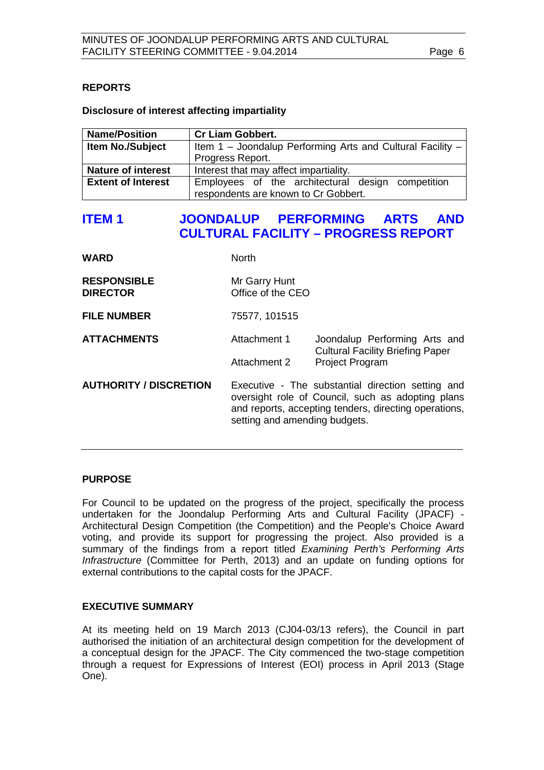## REPORTS

### Disclosure of interest affecting impartiality

| Name/Position | Cr Liam Gobbert. |
|---|---|
| Item No./Subject | Item 1 – Joondalup Performing Arts and Cultural Facility – Progress Report. |
| Nature of interest | Interest that may affect impartiality. |
| Extent of Interest | Employees of the architectural design competition respondents are known to Cr Gobbert. |

# ITEM 1 JOONDALUP PERFORMING ARTS AND CULTURAL FACILITY – PROGRESS REPORT

| | | |
|---|---|---|
| **WARD** | North | |
| **RESPONSIBLE DIRECTOR** | Mr Garry Hunt<br>Office of the CEO | |
| **FILE NUMBER** | 75577, 101515 | |
| **ATTACHMENTS** | Attachment 1 | Joondalup Performing Arts and Cultural Facility Briefing Paper |
| | Attachment 2 | Project Program |
| **AUTHORITY / DISCRETION** | Executive - The substantial direction setting and oversight role of Council, such as adopting plans and reports, accepting tenders, directing operations, setting and amending budgets. | |

---

## PURPOSE

For Council to be updated on the progress of the project, specifically the process undertaken for the Joondalup Performing Arts and Cultural Facility (JPACF) - Architectural Design Competition (the Competition) and the People's Choice Award voting, and provide its support for progressing the project. Also provided is a summary of the findings from a report titled *Examining Perth's Performing Arts Infrastructure* (Committee for Perth, 2013) and an update on funding options for external contributions to the capital costs for the JPACF.

## EXECUTIVE SUMMARY

At its meeting held on 19 March 2013 (CJ04-03/13 refers), the Council in part authorised the initiation of an architectural design competition for the development of a conceptual design for the JPACF. The City commenced the two-stage competition through a request for Expressions of Interest (EOI) process in April 2013 (Stage One).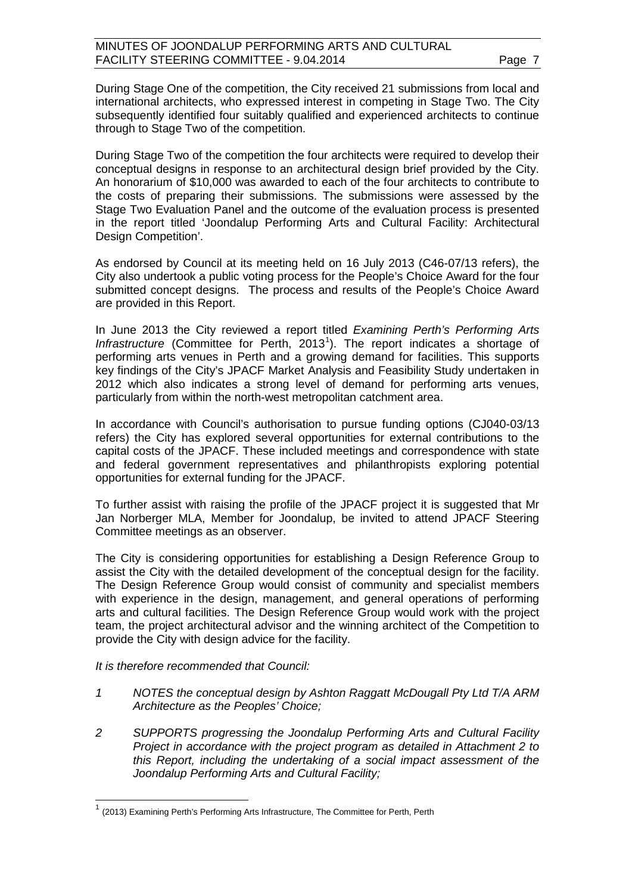During Stage One of the competition, the City received 21 submissions from local and international architects, who expressed interest in competing in Stage Two. The City subsequently identified four suitably qualified and experienced architects to continue through to Stage Two of the competition.

During Stage Two of the competition the four architects were required to develop their conceptual designs in response to an architectural design brief provided by the City. An honorarium of $10,000 was awarded to each of the four architects to contribute to the costs of preparing their submissions. The submissions were assessed by the Stage Two Evaluation Panel and the outcome of the evaluation process is presented in the report titled 'Joondalup Performing Arts and Cultural Facility: Architectural Design Competition'.

As endorsed by Council at its meeting held on 16 July 2013 (C46-07/13 refers), the City also undertook a public voting process for the People's Choice Award for the four submitted concept designs. The process and results of the People's Choice Award are provided in this Report.

In June 2013 the City reviewed a report titled *Examining Perth's Performing Arts Infrastructure* (Committee for Perth, 2013[1]). The report indicates a shortage of performing arts venues in Perth and a growing demand for facilities. This supports key findings of the City's JPACF Market Analysis and Feasibility Study undertaken in 2012 which also indicates a strong level of demand for performing arts venues, particularly from within the north-west metropolitan catchment area.

In accordance with Council's authorisation to pursue funding options (CJ040-03/13 refers) the City has explored several opportunities for external contributions to the capital costs of the JPACF. These included meetings and correspondence with state and federal government representatives and philanthropists exploring potential opportunities for external funding for the JPACF.

To further assist with raising the profile of the JPACF project it is suggested that Mr Jan Norberger MLA, Member for Joondalup, be invited to attend JPACF Steering Committee meetings as an observer.

The City is considering opportunities for establishing a Design Reference Group to assist the City with the detailed development of the conceptual design for the facility. The Design Reference Group would consist of community and specialist members with experience in the design, management, and general operations of performing arts and cultural facilities. The Design Reference Group would work with the project team, the project architectural advisor and the winning architect of the Competition to provide the City with design advice for the facility.

*It is therefore recommended that Council:*

1. *NOTES the conceptual design by Ashton Raggatt McDougall Pty Ltd T/A ARM Architecture as the Peoples' Choice;*

2. *SUPPORTS progressing the Joondalup Performing Arts and Cultural Facility Project in accordance with the project program as detailed in Attachment 2 to this Report, including the undertaking of a social impact assessment of the Joondalup Performing Arts and Cultural Facility;*

---

[1] (2013) Examining Perth's Performing Arts Infrastructure, The Committee for Perth, Perth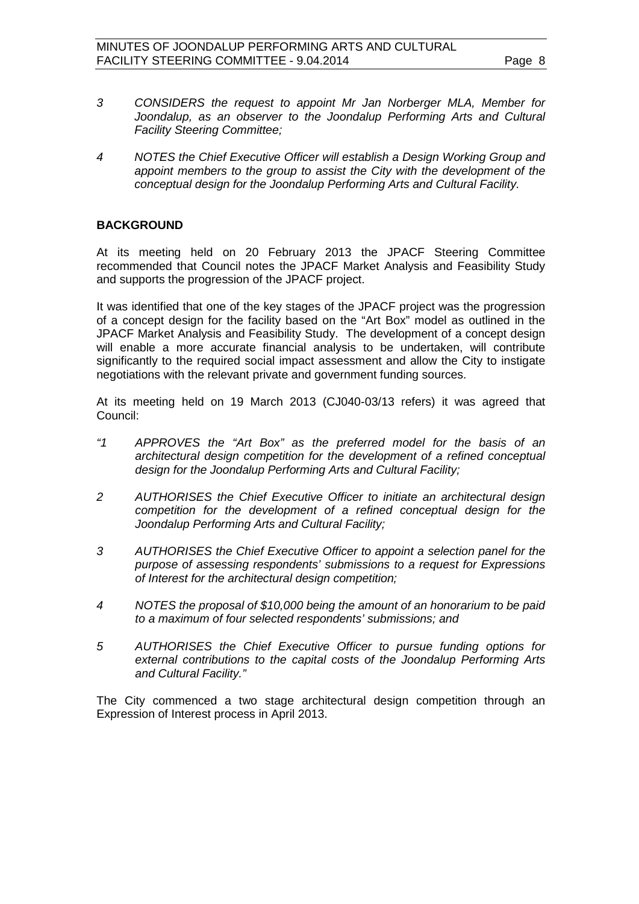*3 CONSIDERS the request to appoint Mr Jan Norberger MLA, Member for Joondalup, as an observer to the Joondalup Performing Arts and Cultural Facility Steering Committee;*

*4 NOTES the Chief Executive Officer will establish a Design Working Group and appoint members to the group to assist the City with the development of the conceptual design for the Joondalup Performing Arts and Cultural Facility.*

**BACKGROUND**

At its meeting held on 20 February 2013 the JPACF Steering Committee recommended that Council notes the JPACF Market Analysis and Feasibility Study and supports the progression of the JPACF project.

It was identified that one of the key stages of the JPACF project was the progression of a concept design for the facility based on the "Art Box" model as outlined in the JPACF Market Analysis and Feasibility Study. The development of a concept design will enable a more accurate financial analysis to be undertaken, will contribute significantly to the required social impact assessment and allow the City to instigate negotiations with the relevant private and government funding sources.

At its meeting held on 19 March 2013 (CJ040-03/13 refers) it was agreed that Council:

*"1 APPROVES the "Art Box" as the preferred model for the basis of an architectural design competition for the development of a refined conceptual design for the Joondalup Performing Arts and Cultural Facility;*

*2 AUTHORISES the Chief Executive Officer to initiate an architectural design competition for the development of a refined conceptual design for the Joondalup Performing Arts and Cultural Facility;*

*3 AUTHORISES the Chief Executive Officer to appoint a selection panel for the purpose of assessing respondents' submissions to a request for Expressions of Interest for the architectural design competition;*

*4 NOTES the proposal of $10,000 being the amount of an honorarium to be paid to a maximum of four selected respondents' submissions; and*

*5 AUTHORISES the Chief Executive Officer to pursue funding options for external contributions to the capital costs of the Joondalup Performing Arts and Cultural Facility."*

The City commenced a two stage architectural design competition through an Expression of Interest process in April 2013.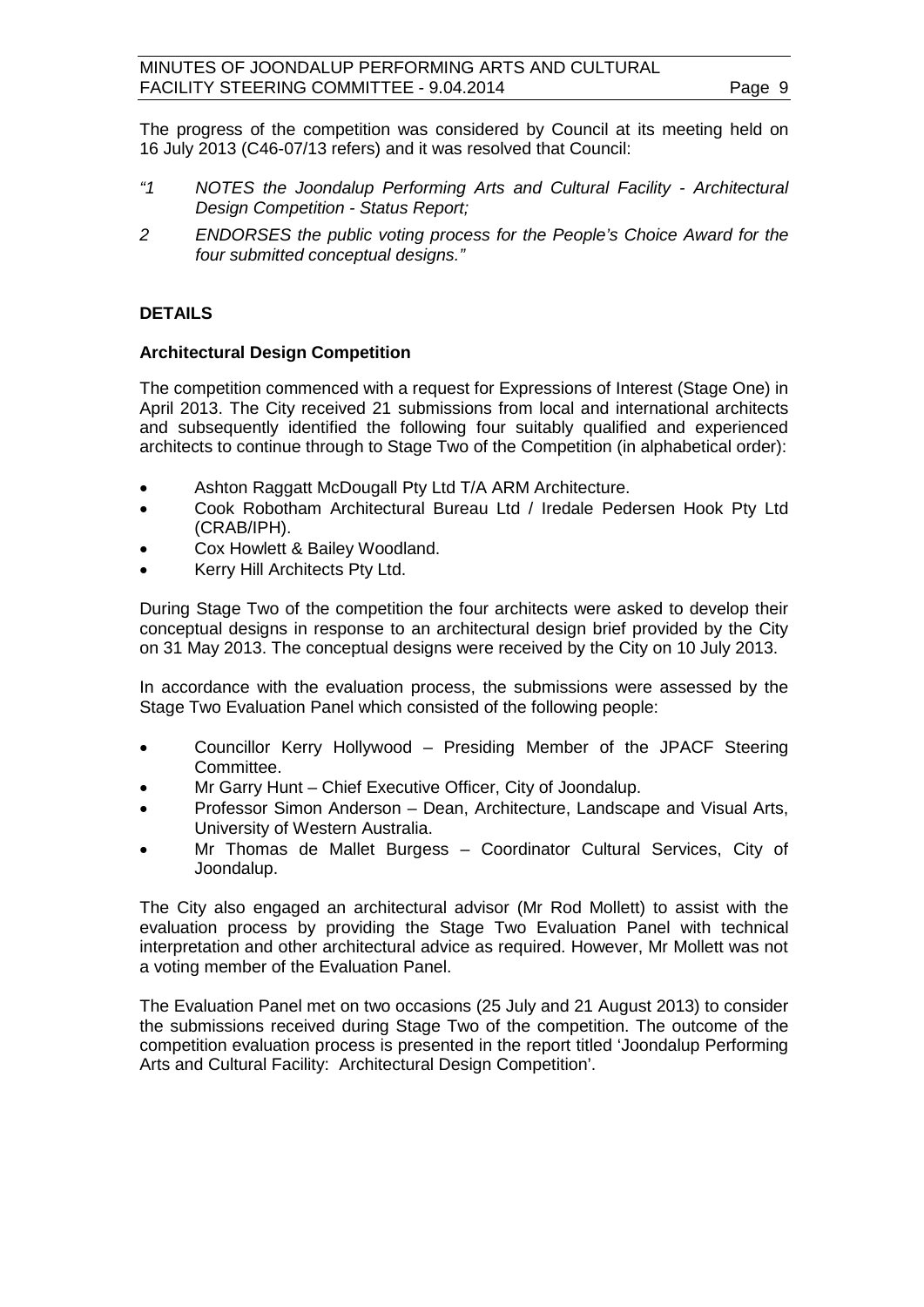The progress of the competition was considered by Council at its meeting held on 16 July 2013 (C46-07/13 refers) and it was resolved that Council:

*"1 NOTES the Joondalup Performing Arts and Cultural Facility - Architectural Design Competition - Status Report;*

*2 ENDORSES the public voting process for the People's Choice Award for the four submitted conceptual designs."*

**DETAILS**

**Architectural Design Competition**

The competition commenced with a request for Expressions of Interest (Stage One) in April 2013. The City received 21 submissions from local and international architects and subsequently identified the following four suitably qualified and experienced architects to continue through to Stage Two of the Competition (in alphabetical order):

- Ashton Raggatt McDougall Pty Ltd T/A ARM Architecture.
- Cook Robotham Architectural Bureau Ltd / Iredale Pedersen Hook Pty Ltd (CRAB/IPH).
- Cox Howlett & Bailey Woodland.
- Kerry Hill Architects Pty Ltd.

During Stage Two of the competition the four architects were asked to develop their conceptual designs in response to an architectural design brief provided by the City on 31 May 2013. The conceptual designs were received by the City on 10 July 2013.

In accordance with the evaluation process, the submissions were assessed by the Stage Two Evaluation Panel which consisted of the following people:

- Councillor Kerry Hollywood – Presiding Member of the JPACF Steering Committee.
- Mr Garry Hunt – Chief Executive Officer, City of Joondalup.
- Professor Simon Anderson – Dean, Architecture, Landscape and Visual Arts, University of Western Australia.
- Mr Thomas de Mallet Burgess – Coordinator Cultural Services, City of Joondalup.

The City also engaged an architectural advisor (Mr Rod Mollett) to assist with the evaluation process by providing the Stage Two Evaluation Panel with technical interpretation and other architectural advice as required. However, Mr Mollett was not a voting member of the Evaluation Panel.

The Evaluation Panel met on two occasions (25 July and 21 August 2013) to consider the submissions received during Stage Two of the competition. The outcome of the competition evaluation process is presented in the report titled 'Joondalup Performing Arts and Cultural Facility: Architectural Design Competition'.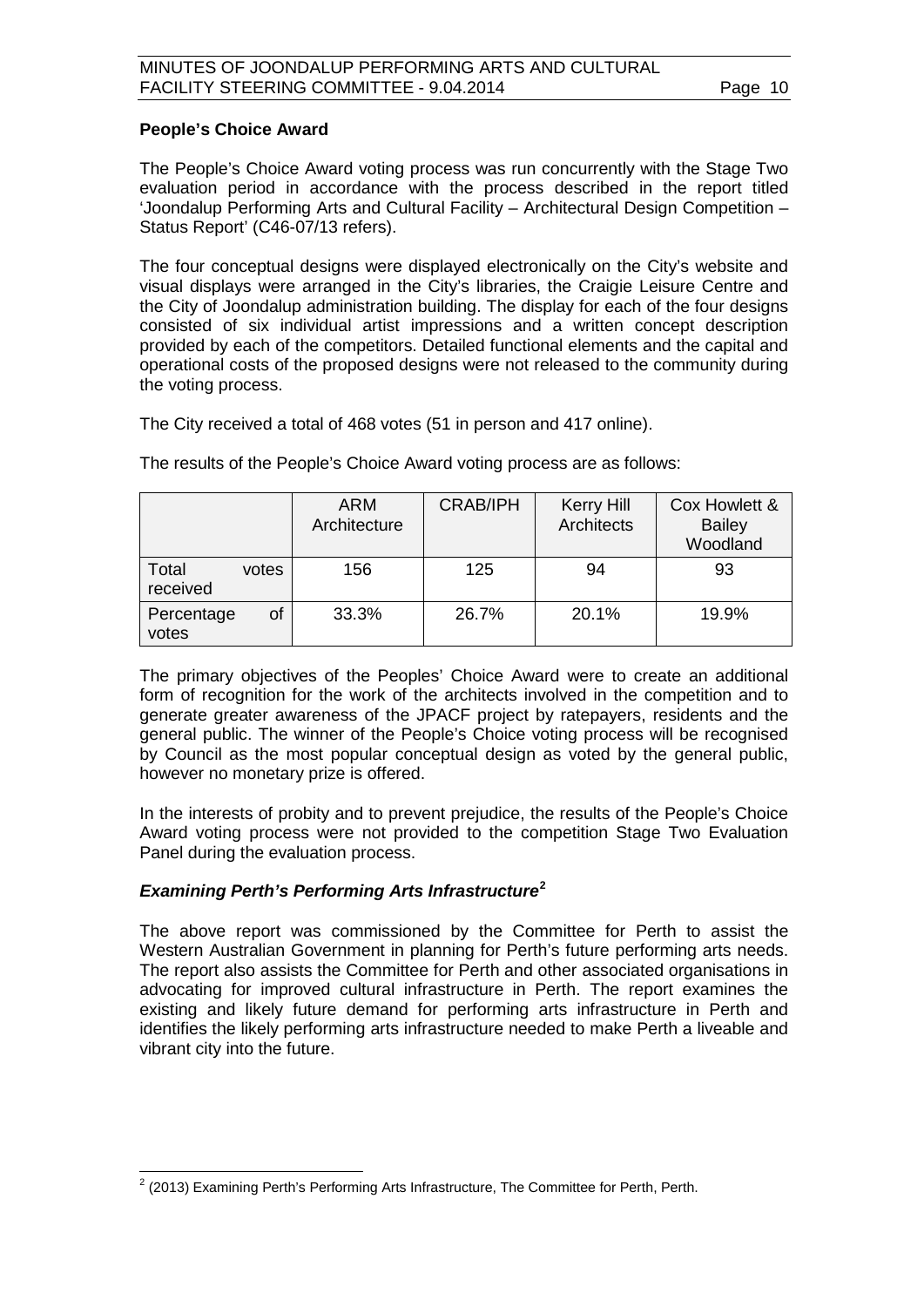**People's Choice Award**

The People's Choice Award voting process was run concurrently with the Stage Two evaluation period in accordance with the process described in the report titled 'Joondalup Performing Arts and Cultural Facility – Architectural Design Competition – Status Report' (C46-07/13 refers).

The four conceptual designs were displayed electronically on the City's website and visual displays were arranged in the City's libraries, the Craigie Leisure Centre and the City of Joondalup administration building. The display for each of the four designs consisted of six individual artist impressions and a written concept description provided by each of the competitors. Detailed functional elements and the capital and operational costs of the proposed designs were not released to the community during the voting process.

The City received a total of 468 votes (51 in person and 417 online).

The results of the People's Choice Award voting process are as follows:

| | ARM Architecture | CRAB/IPH | Kerry Hill Architects | Cox Howlett & Bailey Woodland |
|---|---|---|---|---|
| Total votes received | 156 | 125 | 94 | 93 |
| Percentage of votes | 33.3% | 26.7% | 20.1% | 19.9% |

The primary objectives of the Peoples' Choice Award were to create an additional form of recognition for the work of the architects involved in the competition and to generate greater awareness of the JPACF project by ratepayers, residents and the general public. The winner of the People's Choice voting process will be recognised by Council as the most popular conceptual design as voted by the general public, however no monetary prize is offered.

In the interests of probity and to prevent prejudice, the results of the People's Choice Award voting process were not provided to the competition Stage Two Evaluation Panel during the evaluation process.

***Examining Perth's Performing Arts Infrastructure*[2]**

The above report was commissioned by the Committee for Perth to assist the Western Australian Government in planning for Perth's future performing arts needs. The report also assists the Committee for Perth and other associated organisations in advocating for improved cultural infrastructure in Perth. The report examines the existing and likely future demand for performing arts infrastructure in Perth and identifies the likely performing arts infrastructure needed to make Perth a liveable and vibrant city into the future.

[2] (2013) Examining Perth's Performing Arts Infrastructure, The Committee for Perth, Perth.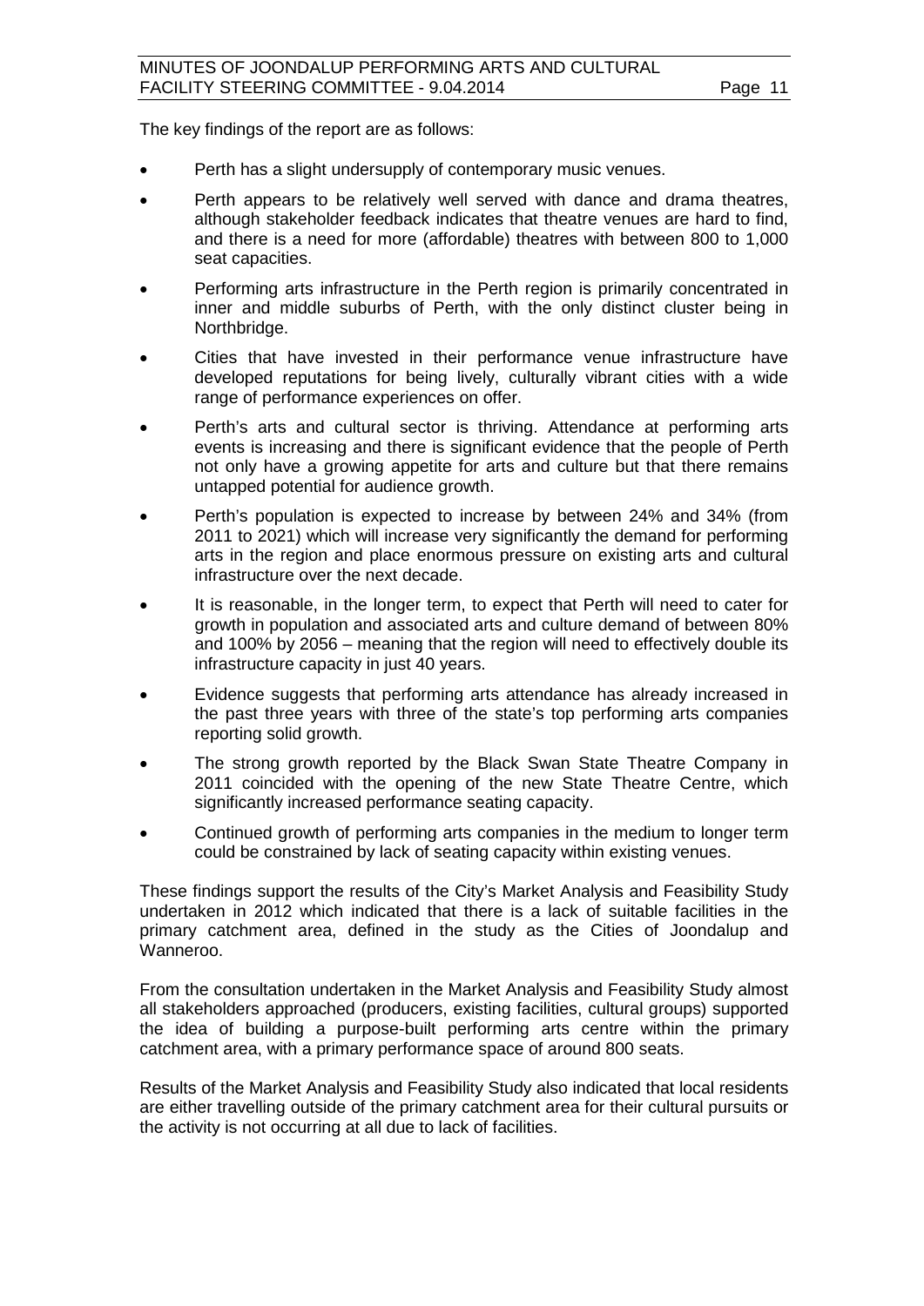The key findings of the report are as follows:

- Perth has a slight undersupply of contemporary music venues.
- Perth appears to be relatively well served with dance and drama theatres, although stakeholder feedback indicates that theatre venues are hard to find, and there is a need for more (affordable) theatres with between 800 to 1,000 seat capacities.
- Performing arts infrastructure in the Perth region is primarily concentrated in inner and middle suburbs of Perth, with the only distinct cluster being in Northbridge.
- Cities that have invested in their performance venue infrastructure have developed reputations for being lively, culturally vibrant cities with a wide range of performance experiences on offer.
- Perth's arts and cultural sector is thriving. Attendance at performing arts events is increasing and there is significant evidence that the people of Perth not only have a growing appetite for arts and culture but that there remains untapped potential for audience growth.
- Perth's population is expected to increase by between 24% and 34% (from 2011 to 2021) which will increase very significantly the demand for performing arts in the region and place enormous pressure on existing arts and cultural infrastructure over the next decade.
- It is reasonable, in the longer term, to expect that Perth will need to cater for growth in population and associated arts and culture demand of between 80% and 100% by 2056 – meaning that the region will need to effectively double its infrastructure capacity in just 40 years.
- Evidence suggests that performing arts attendance has already increased in the past three years with three of the state's top performing arts companies reporting solid growth.
- The strong growth reported by the Black Swan State Theatre Company in 2011 coincided with the opening of the new State Theatre Centre, which significantly increased performance seating capacity.
- Continued growth of performing arts companies in the medium to longer term could be constrained by lack of seating capacity within existing venues.

These findings support the results of the City's Market Analysis and Feasibility Study undertaken in 2012 which indicated that there is a lack of suitable facilities in the primary catchment area, defined in the study as the Cities of Joondalup and Wanneroo.

From the consultation undertaken in the Market Analysis and Feasibility Study almost all stakeholders approached (producers, existing facilities, cultural groups) supported the idea of building a purpose-built performing arts centre within the primary catchment area, with a primary performance space of around 800 seats.

Results of the Market Analysis and Feasibility Study also indicated that local residents are either travelling outside of the primary catchment area for their cultural pursuits or the activity is not occurring at all due to lack of facilities.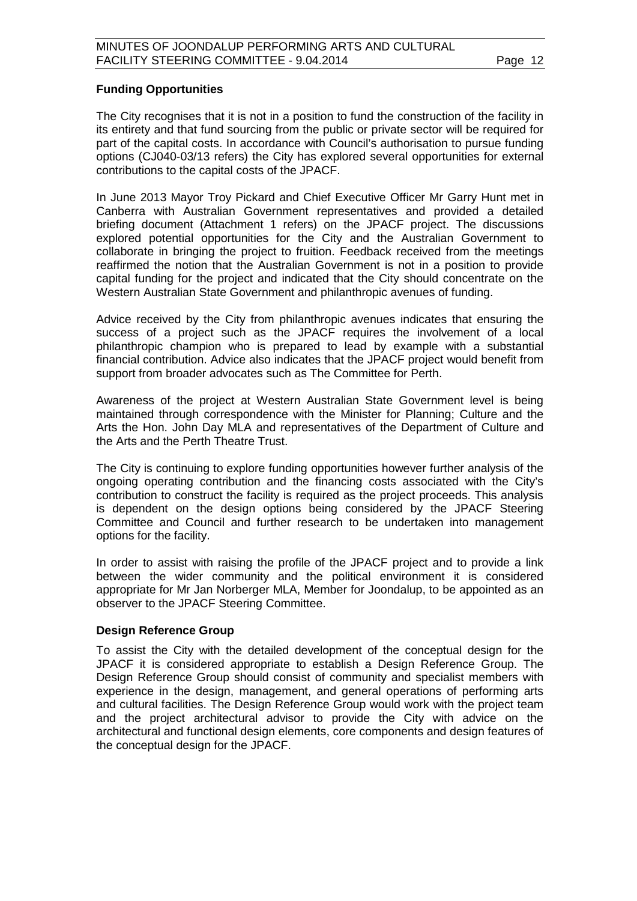**Funding Opportunities**

The City recognises that it is not in a position to fund the construction of the facility in its entirety and that fund sourcing from the public or private sector will be required for part of the capital costs. In accordance with Council's authorisation to pursue funding options (CJ040-03/13 refers) the City has explored several opportunities for external contributions to the capital costs of the JPACF.

In June 2013 Mayor Troy Pickard and Chief Executive Officer Mr Garry Hunt met in Canberra with Australian Government representatives and provided a detailed briefing document (Attachment 1 refers) on the JPACF project. The discussions explored potential opportunities for the City and the Australian Government to collaborate in bringing the project to fruition. Feedback received from the meetings reaffirmed the notion that the Australian Government is not in a position to provide capital funding for the project and indicated that the City should concentrate on the Western Australian State Government and philanthropic avenues of funding.

Advice received by the City from philanthropic avenues indicates that ensuring the success of a project such as the JPACF requires the involvement of a local philanthropic champion who is prepared to lead by example with a substantial financial contribution. Advice also indicates that the JPACF project would benefit from support from broader advocates such as The Committee for Perth.

Awareness of the project at Western Australian State Government level is being maintained through correspondence with the Minister for Planning; Culture and the Arts the Hon. John Day MLA and representatives of the Department of Culture and the Arts and the Perth Theatre Trust.

The City is continuing to explore funding opportunities however further analysis of the ongoing operating contribution and the financing costs associated with the City's contribution to construct the facility is required as the project proceeds. This analysis is dependent on the design options being considered by the JPACF Steering Committee and Council and further research to be undertaken into management options for the facility.

In order to assist with raising the profile of the JPACF project and to provide a link between the wider community and the political environment it is considered appropriate for Mr Jan Norberger MLA, Member for Joondalup, to be appointed as an observer to the JPACF Steering Committee.

**Design Reference Group**

To assist the City with the detailed development of the conceptual design for the JPACF it is considered appropriate to establish a Design Reference Group. The Design Reference Group should consist of community and specialist members with experience in the design, management, and general operations of performing arts and cultural facilities. The Design Reference Group would work with the project team and the project architectural advisor to provide the City with advice on the architectural and functional design elements, core components and design features of the conceptual design for the JPACF.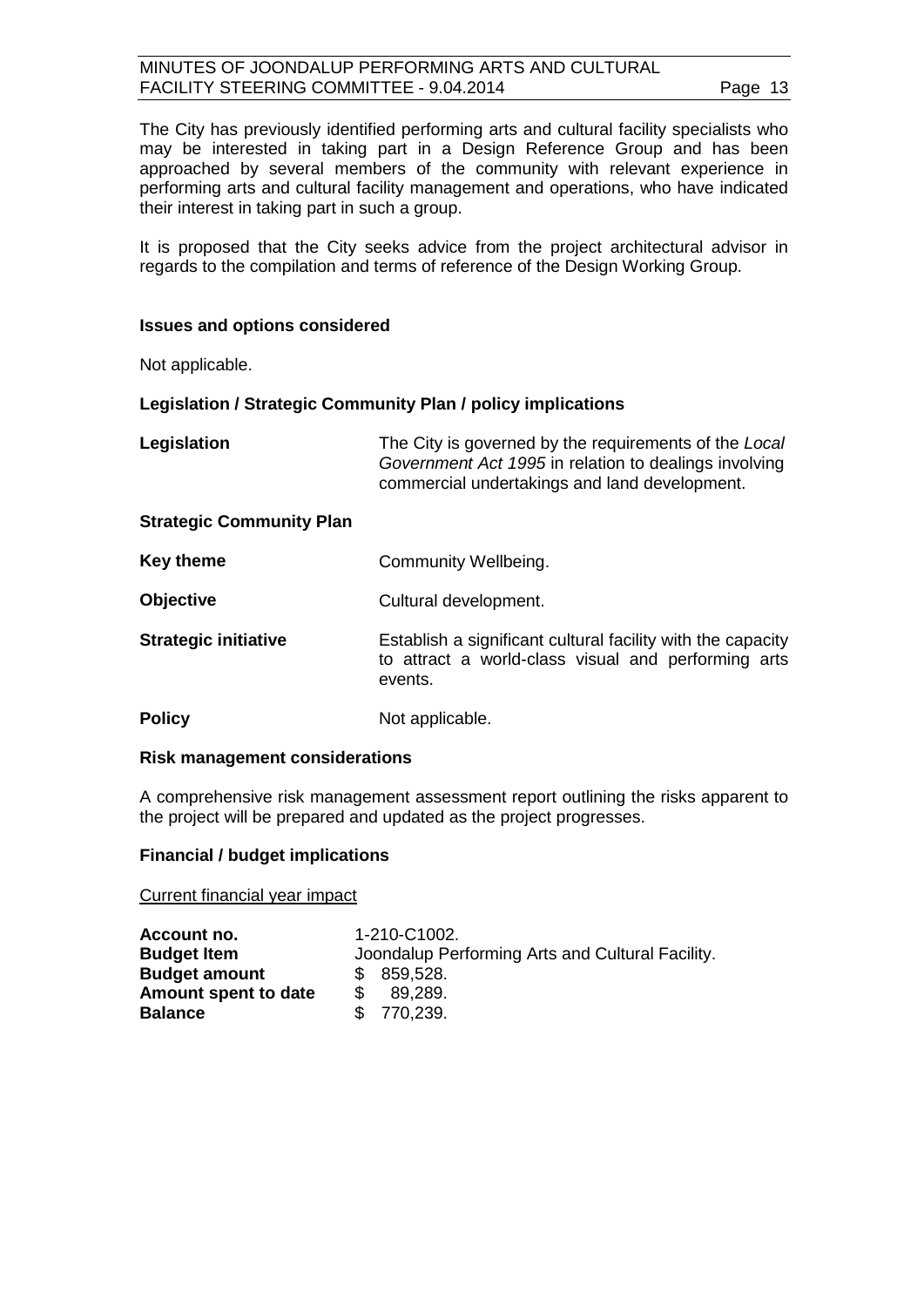The City has previously identified performing arts and cultural facility specialists who may be interested in taking part in a Design Reference Group and has been approached by several members of the community with relevant experience in performing arts and cultural facility management and operations, who have indicated their interest in taking part in such a group.

It is proposed that the City seeks advice from the project architectural advisor in regards to the compilation and terms of reference of the Design Working Group.

**Issues and options considered**

Not applicable.

**Legislation / Strategic Community Plan / policy implications**

| | |
|---|---|
| **Legislation** | The City is governed by the requirements of the *Local Government Act 1995* in relation to dealings involving commercial undertakings and land development. |

**Strategic Community Plan**

| | |
|---|---|
| **Key theme** | Community Wellbeing. |
| **Objective** | Cultural development. |
| **Strategic initiative** | Establish a significant cultural facility with the capacity to attract a world-class visual and performing arts events. |
| **Policy** | Not applicable. |

**Risk management considerations**

A comprehensive risk management assessment report outlining the risks apparent to the project will be prepared and updated as the project progresses.

**Financial / budget implications**

Current financial year impact

| | |
|---|---|
| **Account no.** | 1-210-C1002. |
| **Budget Item** | Joondalup Performing Arts and Cultural Facility. |
| **Budget amount** | $ 859,528. |
| **Amount spent to date** | $ 89,289. |
| **Balance** | $ 770,239. |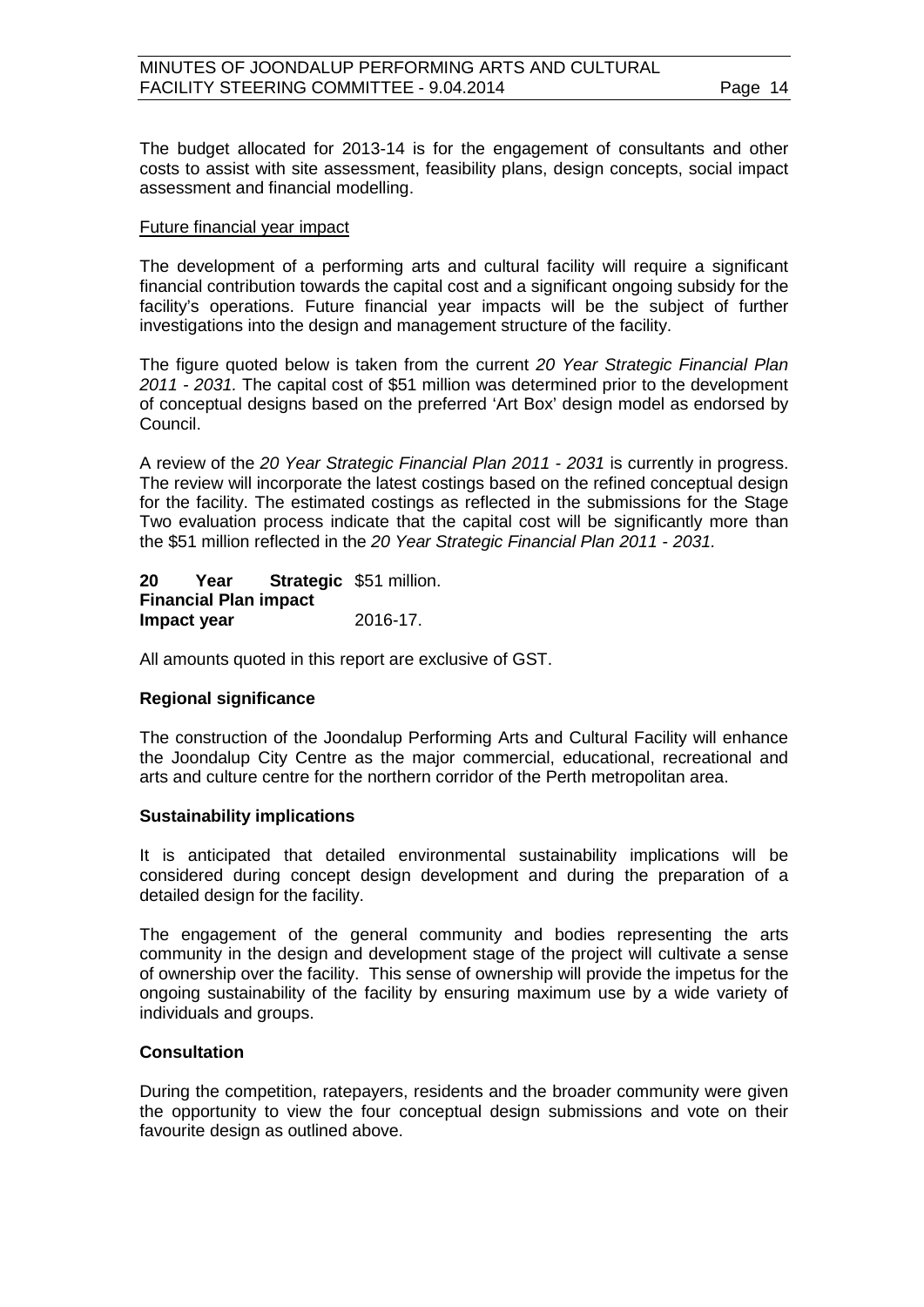The budget allocated for 2013-14 is for the engagement of consultants and other costs to assist with site assessment, feasibility plans, design concepts, social impact assessment and financial modelling.

<u>Future financial year impact</u>

The development of a performing arts and cultural facility will require a significant financial contribution towards the capital cost and a significant ongoing subsidy for the facility's operations. Future financial year impacts will be the subject of further investigations into the design and management structure of the facility.

The figure quoted below is taken from the current *20 Year Strategic Financial Plan 2011 - 2031.* The capital cost of $51 million was determined prior to the development of conceptual designs based on the preferred 'Art Box' design model as endorsed by Council.

A review of the *20 Year Strategic Financial Plan 2011 - 2031* is currently in progress. The review will incorporate the latest costings based on the refined conceptual design for the facility. The estimated costings as reflected in the submissions for the Stage Two evaluation process indicate that the capital cost will be significantly more than the $51 million reflected in the *20 Year Strategic Financial Plan 2011 - 2031.*

| | |
|---|---|
| **20 Year Strategic Financial Plan impact** | $51 million. |
| **Impact year** | 2016-17. |

All amounts quoted in this report are exclusive of GST.

**Regional significance**

The construction of the Joondalup Performing Arts and Cultural Facility will enhance the Joondalup City Centre as the major commercial, educational, recreational and arts and culture centre for the northern corridor of the Perth metropolitan area.

**Sustainability implications**

It is anticipated that detailed environmental sustainability implications will be considered during concept design development and during the preparation of a detailed design for the facility.

The engagement of the general community and bodies representing the arts community in the design and development stage of the project will cultivate a sense of ownership over the facility. This sense of ownership will provide the impetus for the ongoing sustainability of the facility by ensuring maximum use by a wide variety of individuals and groups.

**Consultation**

During the competition, ratepayers, residents and the broader community were given the opportunity to view the four conceptual design submissions and vote on their favourite design as outlined above.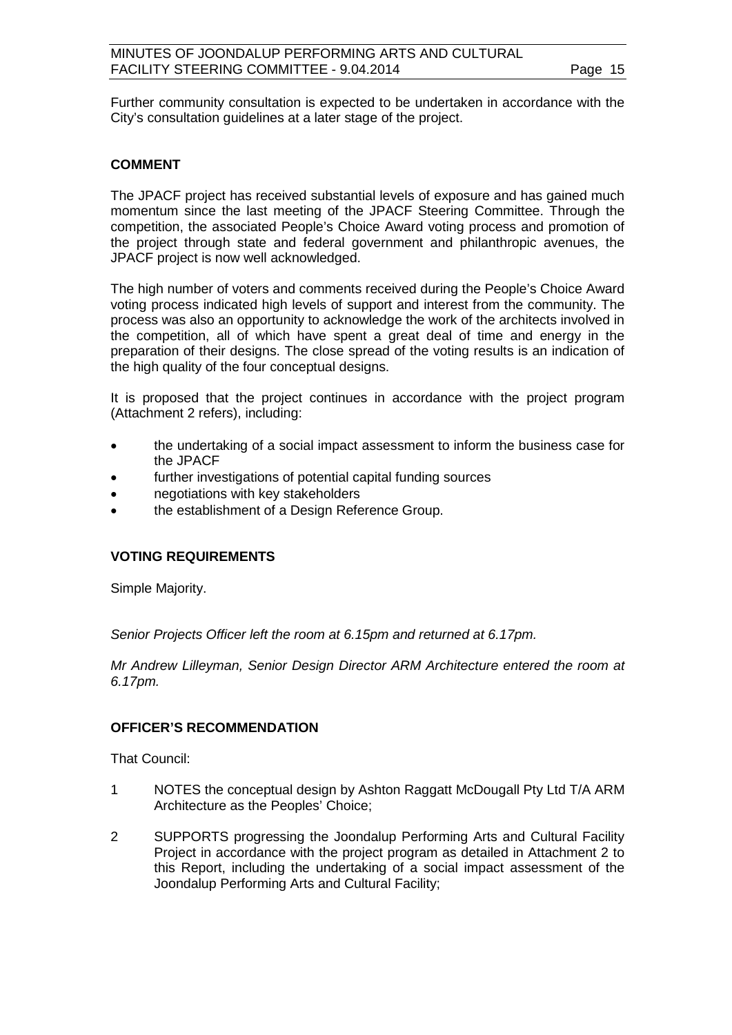Further community consultation is expected to be undertaken in accordance with the City's consultation guidelines at a later stage of the project.

## COMMENT

The JPACF project has received substantial levels of exposure and has gained much momentum since the last meeting of the JPACF Steering Committee. Through the competition, the associated People's Choice Award voting process and promotion of the project through state and federal government and philanthropic avenues, the JPACF project is now well acknowledged.

The high number of voters and comments received during the People's Choice Award voting process indicated high levels of support and interest from the community. The process was also an opportunity to acknowledge the work of the architects involved in the competition, all of which have spent a great deal of time and energy in the preparation of their designs. The close spread of the voting results is an indication of the high quality of the four conceptual designs.

It is proposed that the project continues in accordance with the project program (Attachment 2 refers), including:

- the undertaking of a social impact assessment to inform the business case for the JPACF
- further investigations of potential capital funding sources
- negotiations with key stakeholders
- the establishment of a Design Reference Group.

## VOTING REQUIREMENTS

Simple Majority.

*Senior Projects Officer left the room at 6.15pm and returned at 6.17pm.*

*Mr Andrew Lilleyman, Senior Design Director ARM Architecture entered the room at 6.17pm.*

## OFFICER'S RECOMMENDATION

That Council:

1. NOTES the conceptual design by Ashton Raggatt McDougall Pty Ltd T/A ARM Architecture as the Peoples' Choice;
2. SUPPORTS progressing the Joondalup Performing Arts and Cultural Facility Project in accordance with the project program as detailed in Attachment 2 to this Report, including the undertaking of a social impact assessment of the Joondalup Performing Arts and Cultural Facility;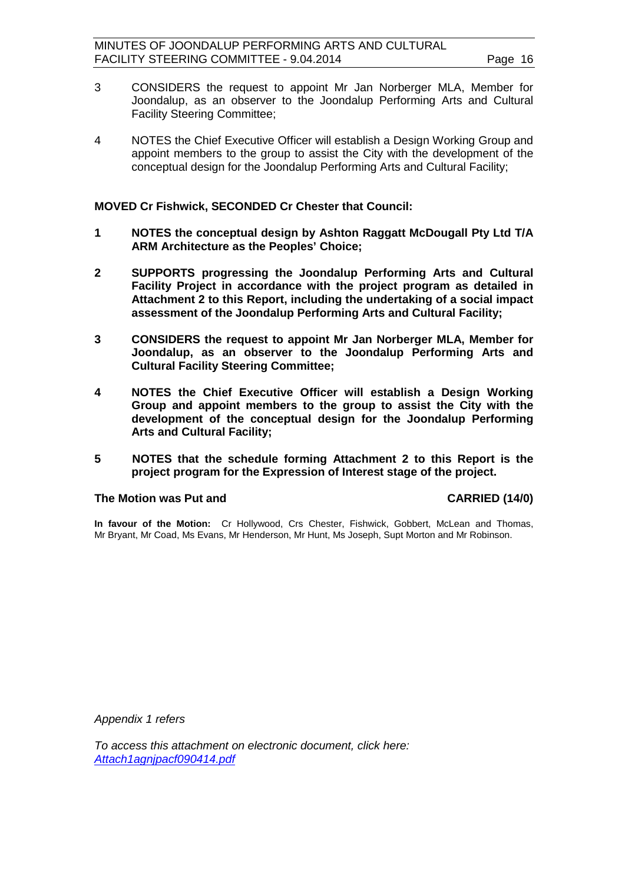3 CONSIDERS the request to appoint Mr Jan Norberger MLA, Member for Joondalup, as an observer to the Joondalup Performing Arts and Cultural Facility Steering Committee;

4 NOTES the Chief Executive Officer will establish a Design Working Group and appoint members to the group to assist the City with the development of the conceptual design for the Joondalup Performing Arts and Cultural Facility;

**MOVED Cr Fishwick, SECONDED Cr Chester that Council:**

**1 NOTES the conceptual design by Ashton Raggatt McDougall Pty Ltd T/A ARM Architecture as the Peoples' Choice;**

**2 SUPPORTS progressing the Joondalup Performing Arts and Cultural Facility Project in accordance with the project program as detailed in Attachment 2 to this Report, including the undertaking of a social impact assessment of the Joondalup Performing Arts and Cultural Facility;**

**3 CONSIDERS the request to appoint Mr Jan Norberger MLA, Member for Joondalup, as an observer to the Joondalup Performing Arts and Cultural Facility Steering Committee;**

**4 NOTES the Chief Executive Officer will establish a Design Working Group and appoint members to the group to assist the City with the development of the conceptual design for the Joondalup Performing Arts and Cultural Facility;**

**5 NOTES that the schedule forming Attachment 2 to this Report is the project program for the Expression of Interest stage of the project.**

**The Motion was Put and CARRIED (14/0)**

**In favour of the Motion:** Cr Hollywood, Crs Chester, Fishwick, Gobbert, McLean and Thomas, Mr Bryant, Mr Coad, Ms Evans, Mr Henderson, Mr Hunt, Ms Joseph, Supt Morton and Mr Robinson.

*Appendix 1 refers*

*To access this attachment on electronic document, click here: Attach1agnjpacf090414.pdf*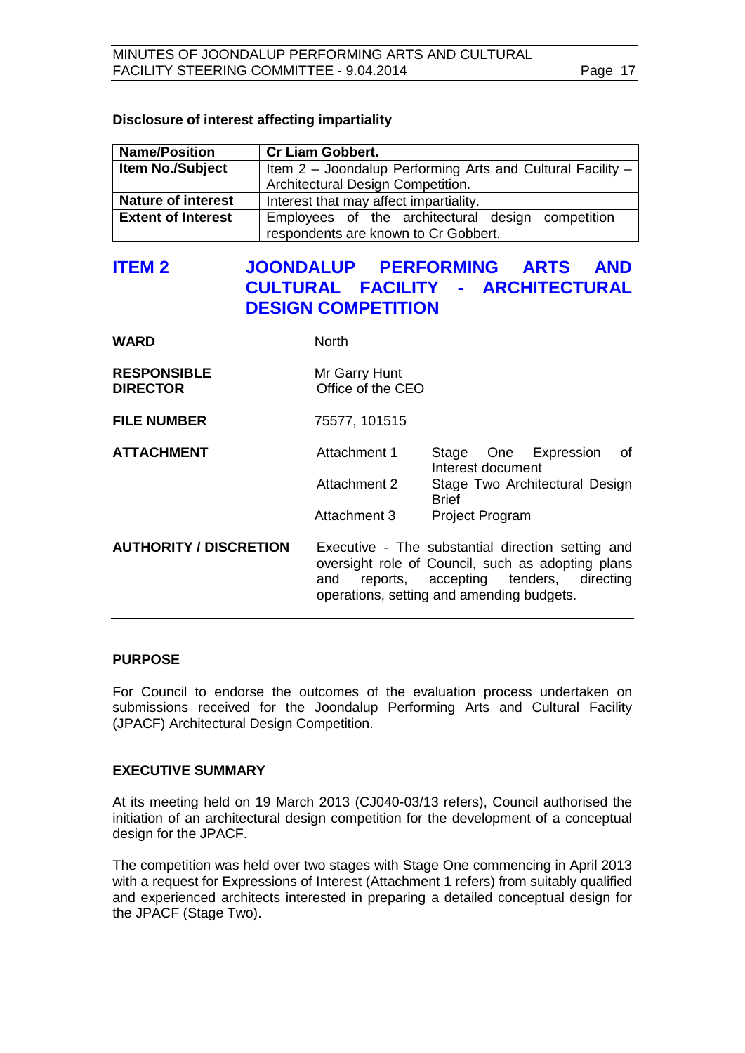**Disclosure of interest affecting impartiality**

| Name/Position | Cr Liam Gobbert. |
|---|---|
| Item No./Subject | Item 2 – Joondalup Performing Arts and Cultural Facility – Architectural Design Competition. |
| Nature of interest | Interest that may affect impartiality. |
| Extent of Interest | Employees of the architectural design competition respondents are known to Cr Gobbert. |

## ITEM 2 JOONDALUP PERFORMING ARTS AND CULTURAL FACILITY - ARCHITECTURAL DESIGN COMPETITION

| | | |
|---|---|---|
| **WARD** | North | |
| **RESPONSIBLE DIRECTOR** | Mr Garry Hunt<br>Office of the CEO | |
| **FILE NUMBER** | 75577, 101515 | |
| **ATTACHMENT** | Attachment 1 | Stage One Expression of Interest document |
| | Attachment 2 | Stage Two Architectural Design Brief |
| | Attachment 3 | Project Program |
| **AUTHORITY / DISCRETION** | Executive - The substantial direction setting and oversight role of Council, such as adopting plans and reports, accepting tenders, directing operations, setting and amending budgets. | |

**PURPOSE**

For Council to endorse the outcomes of the evaluation process undertaken on submissions received for the Joondalup Performing Arts and Cultural Facility (JPACF) Architectural Design Competition.

**EXECUTIVE SUMMARY**

At its meeting held on 19 March 2013 (CJ040-03/13 refers), Council authorised the initiation of an architectural design competition for the development of a conceptual design for the JPACF.

The competition was held over two stages with Stage One commencing in April 2013 with a request for Expressions of Interest (Attachment 1 refers) from suitably qualified and experienced architects interested in preparing a detailed conceptual design for the JPACF (Stage Two).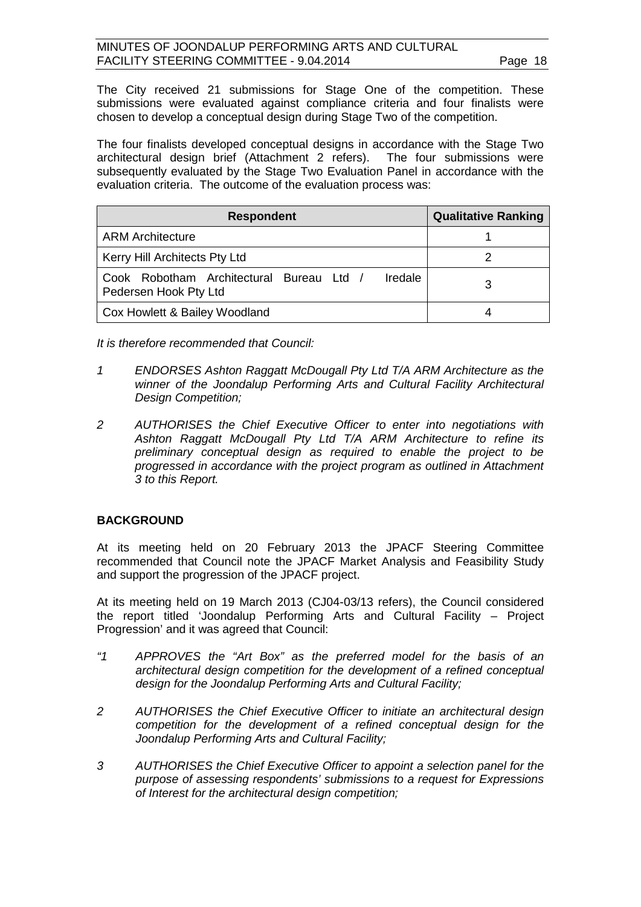The City received 21 submissions for Stage One of the competition. These submissions were evaluated against compliance criteria and four finalists were chosen to develop a conceptual design during Stage Two of the competition.

The four finalists developed conceptual designs in accordance with the Stage Two architectural design brief (Attachment 2 refers). The four submissions were subsequently evaluated by the Stage Two Evaluation Panel in accordance with the evaluation criteria. The outcome of the evaluation process was:

| Respondent | Qualitative Ranking |
|---|---|
| ARM Architecture | 1 |
| Kerry Hill Architects Pty Ltd | 2 |
| Cook Robotham Architectural Bureau Ltd / Iredale Pedersen Hook Pty Ltd | 3 |
| Cox Howlett & Bailey Woodland | 4 |

*It is therefore recommended that Council:*

*1 ENDORSES Ashton Raggatt McDougall Pty Ltd T/A ARM Architecture as the winner of the Joondalup Performing Arts and Cultural Facility Architectural Design Competition;*

*2 AUTHORISES the Chief Executive Officer to enter into negotiations with Ashton Raggatt McDougall Pty Ltd T/A ARM Architecture to refine its preliminary conceptual design as required to enable the project to be progressed in accordance with the project program as outlined in Attachment 3 to this Report.*

## BACKGROUND

At its meeting held on 20 February 2013 the JPACF Steering Committee recommended that Council note the JPACF Market Analysis and Feasibility Study and support the progression of the JPACF project.

At its meeting held on 19 March 2013 (CJ04-03/13 refers), the Council considered the report titled 'Joondalup Performing Arts and Cultural Facility – Project Progression' and it was agreed that Council:

*"1 APPROVES the "Art Box" as the preferred model for the basis of an architectural design competition for the development of a refined conceptual design for the Joondalup Performing Arts and Cultural Facility;*

*2 AUTHORISES the Chief Executive Officer to initiate an architectural design competition for the development of a refined conceptual design for the Joondalup Performing Arts and Cultural Facility;*

*3 AUTHORISES the Chief Executive Officer to appoint a selection panel for the purpose of assessing respondents' submissions to a request for Expressions of Interest for the architectural design competition;*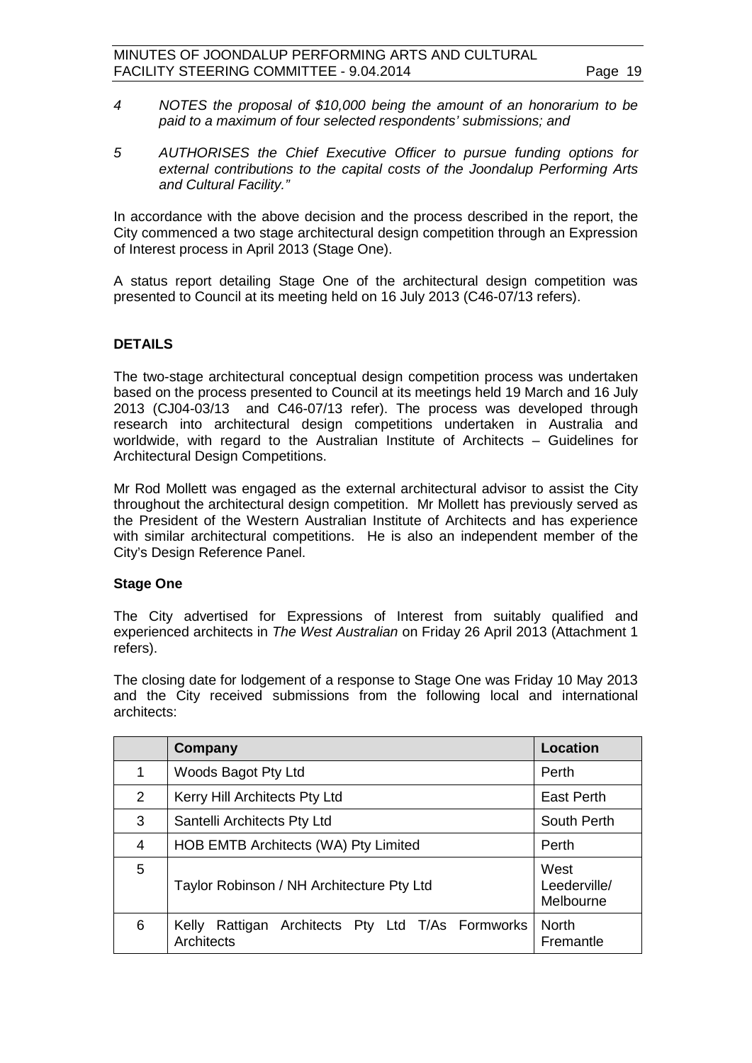*4 NOTES the proposal of $10,000 being the amount of an honorarium to be paid to a maximum of four selected respondents' submissions; and*

*5 AUTHORISES the Chief Executive Officer to pursue funding options for external contributions to the capital costs of the Joondalup Performing Arts and Cultural Facility."*

In accordance with the above decision and the process described in the report, the City commenced a two stage architectural design competition through an Expression of Interest process in April 2013 (Stage One).

A status report detailing Stage One of the architectural design competition was presented to Council at its meeting held on 16 July 2013 (C46-07/13 refers).

**DETAILS**

The two-stage architectural conceptual design competition process was undertaken based on the process presented to Council at its meetings held 19 March and 16 July 2013 (CJ04-03/13 and C46-07/13 refer). The process was developed through research into architectural design competitions undertaken in Australia and worldwide, with regard to the Australian Institute of Architects – Guidelines for Architectural Design Competitions.

Mr Rod Mollett was engaged as the external architectural advisor to assist the City throughout the architectural design competition. Mr Mollett has previously served as the President of the Western Australian Institute of Architects and has experience with similar architectural competitions. He is also an independent member of the City's Design Reference Panel.

**Stage One**

The City advertised for Expressions of Interest from suitably qualified and experienced architects in *The West Australian* on Friday 26 April 2013 (Attachment 1 refers).

The closing date for lodgement of a response to Stage One was Friday 10 May 2013 and the City received submissions from the following local and international architects:

| | Company | Location |
|---|---|---|
| 1 | Woods Bagot Pty Ltd | Perth |
| 2 | Kerry Hill Architects Pty Ltd | East Perth |
| 3 | Santelli Architects Pty Ltd | South Perth |
| 4 | HOB EMTB Architects (WA) Pty Limited | Perth |
| 5 | Taylor Robinson / NH Architecture Pty Ltd | West Leederville/ Melbourne |
| 6 | Kelly Rattigan Architects Pty Ltd T/As Formworks Architects | North Fremantle |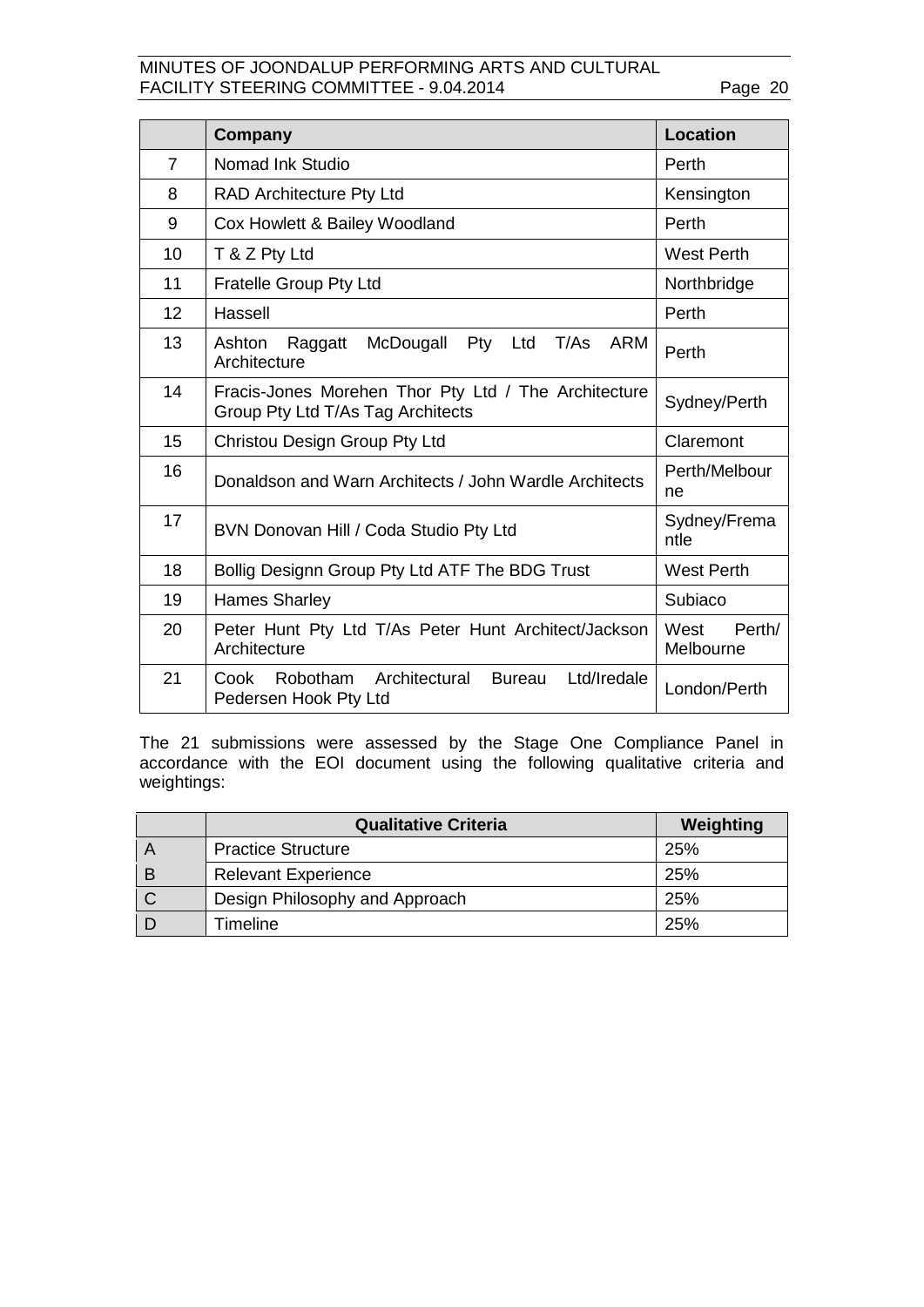| | Company | Location |
|---|---|---|
| 7 | Nomad Ink Studio | Perth |
| 8 | RAD Architecture Pty Ltd | Kensington |
| 9 | Cox Howlett & Bailey Woodland | Perth |
| 10 | T & Z Pty Ltd | West Perth |
| 11 | Fratelle Group Pty Ltd | Northbridge |
| 12 | Hassell | Perth |
| 13 | Ashton Raggatt McDougall Pty Ltd T/As ARM Architecture | Perth |
| 14 | Fracis-Jones Morehen Thor Pty Ltd / The Architecture Group Pty Ltd T/As Tag Architects | Sydney/Perth |
| 15 | Christou Design Group Pty Ltd | Claremont |
| 16 | Donaldson and Warn Architects / John Wardle Architects | Perth/Melbourne |
| 17 | BVN Donovan Hill / Coda Studio Pty Ltd | Sydney/Fremantle |
| 18 | Bollig Designn Group Pty Ltd ATF The BDG Trust | West Perth |
| 19 | Hames Sharley | Subiaco |
| 20 | Peter Hunt Pty Ltd T/As Peter Hunt Architect/Jackson Architecture | West Perth/ Melbourne |
| 21 | Cook Robotham Architectural Bureau Ltd/Iredale Pedersen Hook Pty Ltd | London/Perth |

The 21 submissions were assessed by the Stage One Compliance Panel in accordance with the EOI document using the following qualitative criteria and weightings:

| | Qualitative Criteria | Weighting |
|---|---|---|
| A | Practice Structure | 25% |
| B | Relevant Experience | 25% |
| C | Design Philosophy and Approach | 25% |
| D | Timeline | 25% |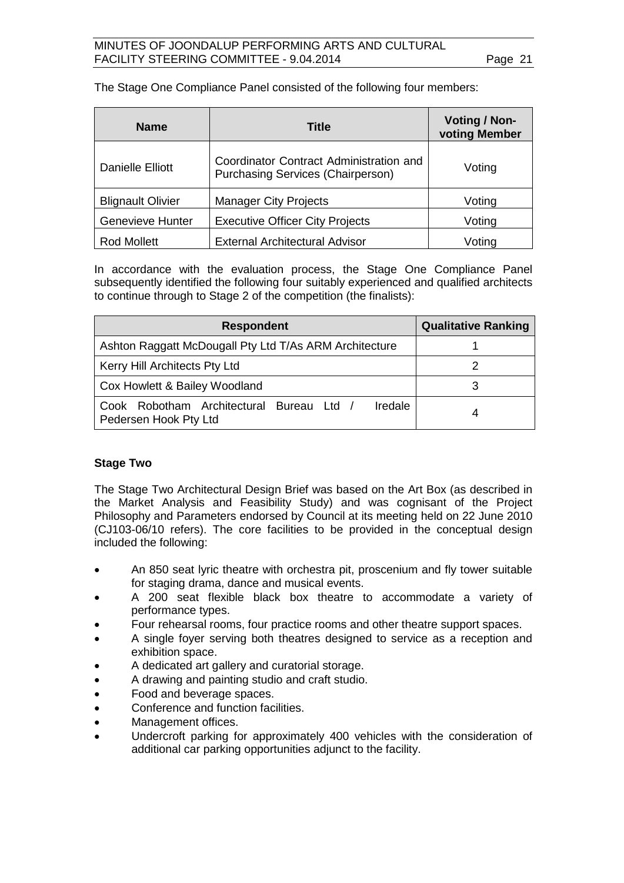The Stage One Compliance Panel consisted of the following four members:

| Name | Title | Voting / Non-voting Member |
|---|---|---|
| Danielle Elliott | Coordinator Contract Administration and Purchasing Services (Chairperson) | Voting |
| Blignault Olivier | Manager City Projects | Voting |
| Genevieve Hunter | Executive Officer City Projects | Voting |
| Rod Mollett | External Architectural Advisor | Voting |

In accordance with the evaluation process, the Stage One Compliance Panel subsequently identified the following four suitably experienced and qualified architects to continue through to Stage 2 of the competition (the finalists):

| Respondent | Qualitative Ranking |
|---|---|
| Ashton Raggatt McDougall Pty Ltd T/As ARM Architecture | 1 |
| Kerry Hill Architects Pty Ltd | 2 |
| Cox Howlett & Bailey Woodland | 3 |
| Cook Robotham Architectural Bureau Ltd / Iredale Pedersen Hook Pty Ltd | 4 |

**Stage Two**

The Stage Two Architectural Design Brief was based on the Art Box (as described in the Market Analysis and Feasibility Study) and was cognisant of the Project Philosophy and Parameters endorsed by Council at its meeting held on 22 June 2010 (CJ103-06/10 refers). The core facilities to be provided in the conceptual design included the following:

- An 850 seat lyric theatre with orchestra pit, proscenium and fly tower suitable for staging drama, dance and musical events.
- A 200 seat flexible black box theatre to accommodate a variety of performance types.
- Four rehearsal rooms, four practice rooms and other theatre support spaces.
- A single foyer serving both theatres designed to service as a reception and exhibition space.
- A dedicated art gallery and curatorial storage.
- A drawing and painting studio and craft studio.
- Food and beverage spaces.
- Conference and function facilities.
- Management offices.
- Undercroft parking for approximately 400 vehicles with the consideration of additional car parking opportunities adjunct to the facility.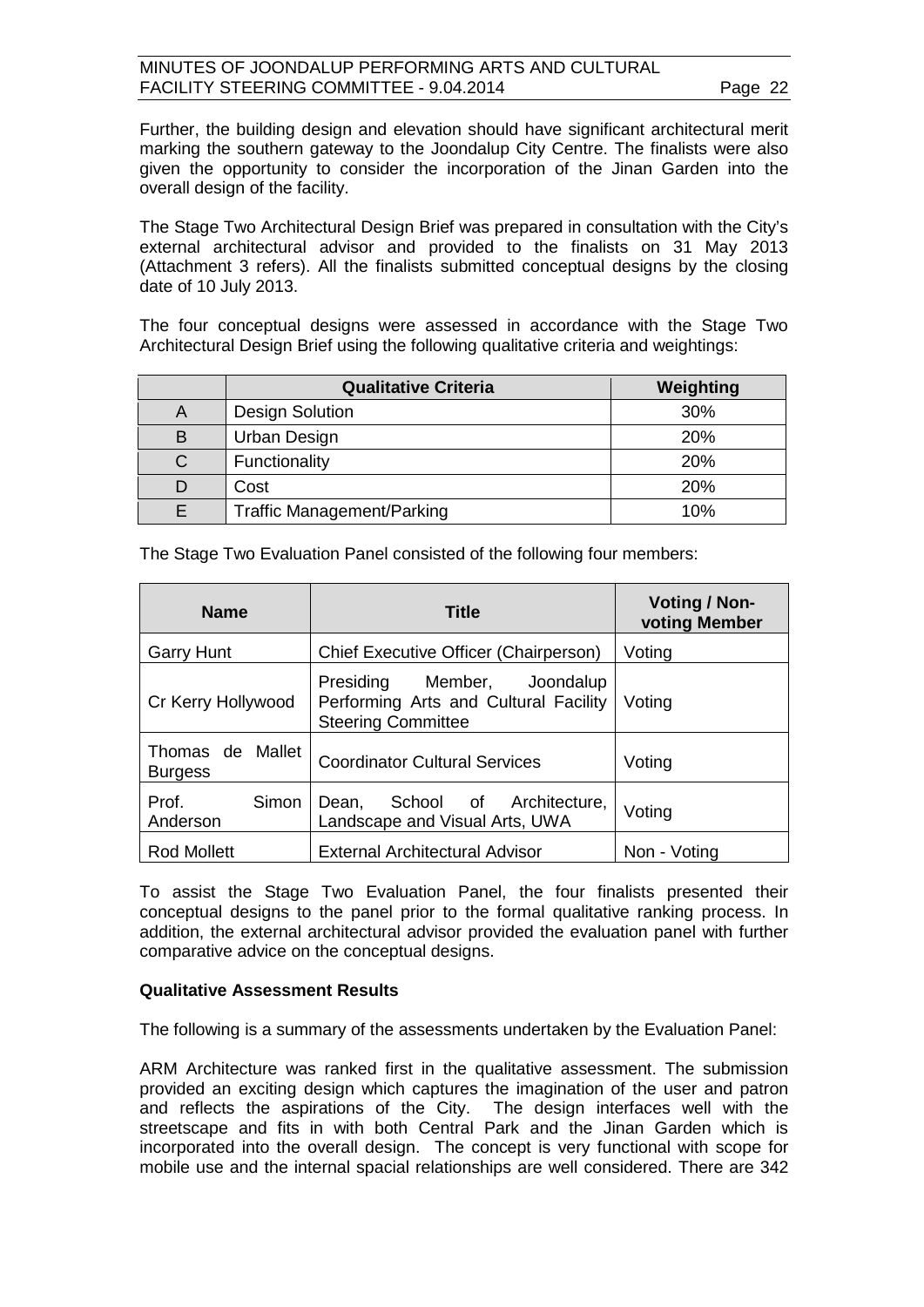Further, the building design and elevation should have significant architectural merit marking the southern gateway to the Joondalup City Centre. The finalists were also given the opportunity to consider the incorporation of the Jinan Garden into the overall design of the facility.

The Stage Two Architectural Design Brief was prepared in consultation with the City's external architectural advisor and provided to the finalists on 31 May 2013 (Attachment 3 refers). All the finalists submitted conceptual designs by the closing date of 10 July 2013.

The four conceptual designs were assessed in accordance with the Stage Two Architectural Design Brief using the following qualitative criteria and weightings:

| | Qualitative Criteria | Weighting |
|---|---|---|
| A | Design Solution | 30% |
| B | Urban Design | 20% |
| C | Functionality | 20% |
| D | Cost | 20% |
| E | Traffic Management/Parking | 10% |

The Stage Two Evaluation Panel consisted of the following four members:

| Name | Title | Voting / Non-voting Member |
|---|---|---|
| Garry Hunt | Chief Executive Officer (Chairperson) | Voting |
| Cr Kerry Hollywood | Presiding Member, Joondalup Performing Arts and Cultural Facility Steering Committee | Voting |
| Thomas de Mallet Burgess | Coordinator Cultural Services | Voting |
| Prof. Simon Anderson | Dean, School of Architecture, Landscape and Visual Arts, UWA | Voting |
| Rod Mollett | External Architectural Advisor | Non - Voting |

To assist the Stage Two Evaluation Panel, the four finalists presented their conceptual designs to the panel prior to the formal qualitative ranking process. In addition, the external architectural advisor provided the evaluation panel with further comparative advice on the conceptual designs.

**Qualitative Assessment Results**

The following is a summary of the assessments undertaken by the Evaluation Panel:

ARM Architecture was ranked first in the qualitative assessment. The submission provided an exciting design which captures the imagination of the user and patron and reflects the aspirations of the City. The design interfaces well with the streetscape and fits in with both Central Park and the Jinan Garden which is incorporated into the overall design. The concept is very functional with scope for mobile use and the internal spacial relationships are well considered. There are 342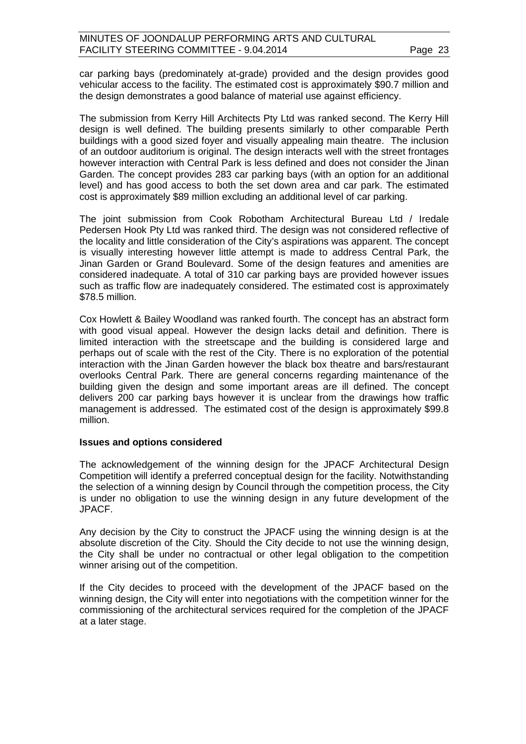car parking bays (predominately at-grade) provided and the design provides good vehicular access to the facility. The estimated cost is approximately $90.7 million and the design demonstrates a good balance of material use against efficiency.

The submission from Kerry Hill Architects Pty Ltd was ranked second. The Kerry Hill design is well defined. The building presents similarly to other comparable Perth buildings with a good sized foyer and visually appealing main theatre. The inclusion of an outdoor auditorium is original. The design interacts well with the street frontages however interaction with Central Park is less defined and does not consider the Jinan Garden. The concept provides 283 car parking bays (with an option for an additional level) and has good access to both the set down area and car park. The estimated cost is approximately $89 million excluding an additional level of car parking.

The joint submission from Cook Robotham Architectural Bureau Ltd / Iredale Pedersen Hook Pty Ltd was ranked third. The design was not considered reflective of the locality and little consideration of the City's aspirations was apparent. The concept is visually interesting however little attempt is made to address Central Park, the Jinan Garden or Grand Boulevard. Some of the design features and amenities are considered inadequate. A total of 310 car parking bays are provided however issues such as traffic flow are inadequately considered. The estimated cost is approximately $78.5 million.

Cox Howlett & Bailey Woodland was ranked fourth. The concept has an abstract form with good visual appeal. However the design lacks detail and definition. There is limited interaction with the streetscape and the building is considered large and perhaps out of scale with the rest of the City. There is no exploration of the potential interaction with the Jinan Garden however the black box theatre and bars/restaurant overlooks Central Park. There are general concerns regarding maintenance of the building given the design and some important areas are ill defined. The concept delivers 200 car parking bays however it is unclear from the drawings how traffic management is addressed. The estimated cost of the design is approximately $99.8 million.

**Issues and options considered**

The acknowledgement of the winning design for the JPACF Architectural Design Competition will identify a preferred conceptual design for the facility. Notwithstanding the selection of a winning design by Council through the competition process, the City is under no obligation to use the winning design in any future development of the JPACF.

Any decision by the City to construct the JPACF using the winning design is at the absolute discretion of the City. Should the City decide to not use the winning design, the City shall be under no contractual or other legal obligation to the competition winner arising out of the competition.

If the City decides to proceed with the development of the JPACF based on the winning design, the City will enter into negotiations with the competition winner for the commissioning of the architectural services required for the completion of the JPACF at a later stage.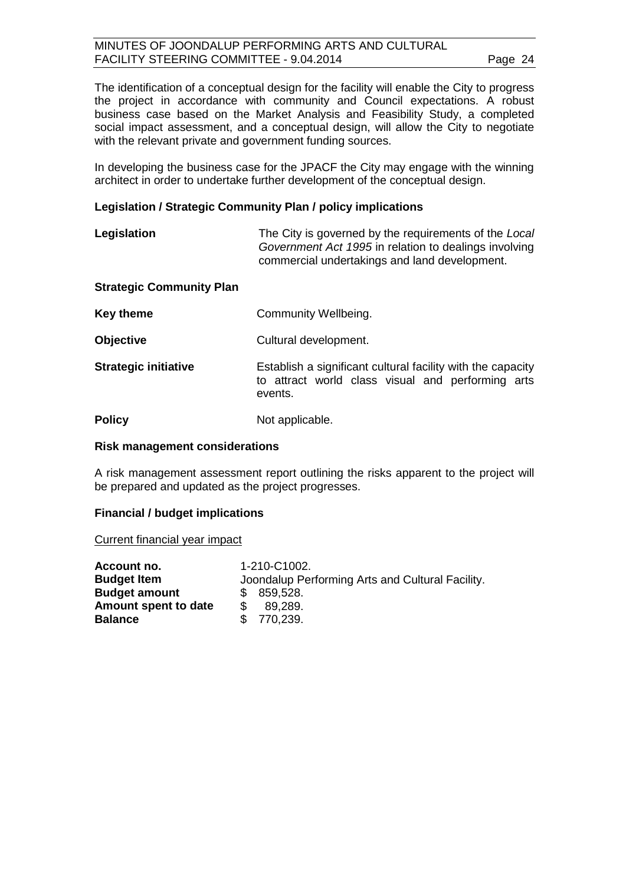The identification of a conceptual design for the facility will enable the City to progress the project in accordance with community and Council expectations. A robust business case based on the Market Analysis and Feasibility Study, a completed social impact assessment, and a conceptual design, will allow the City to negotiate with the relevant private and government funding sources.

In developing the business case for the JPACF the City may engage with the winning architect in order to undertake further development of the conceptual design.

### Legislation / Strategic Community Plan / policy implications

| | |
|---|---|
| **Legislation** | The City is governed by the requirements of the *Local Government Act 1995* in relation to dealings involving commercial undertakings and land development. |

**Strategic Community Plan**

| | |
|---|---|
| **Key theme** | Community Wellbeing. |
| **Objective** | Cultural development. |
| **Strategic initiative** | Establish a significant cultural facility with the capacity to attract world class visual and performing arts events. |
| **Policy** | Not applicable. |

### Risk management considerations

A risk management assessment report outlining the risks apparent to the project will be prepared and updated as the project progresses.

### Financial / budget implications

Current financial year impact

| | |
|---|---|
| **Account no.** | 1-210-C1002. |
| **Budget Item** | Joondalup Performing Arts and Cultural Facility. |
| **Budget amount** | $ 859,528. |
| **Amount spent to date** | $ 89,289. |
| **Balance** | $ 770,239. |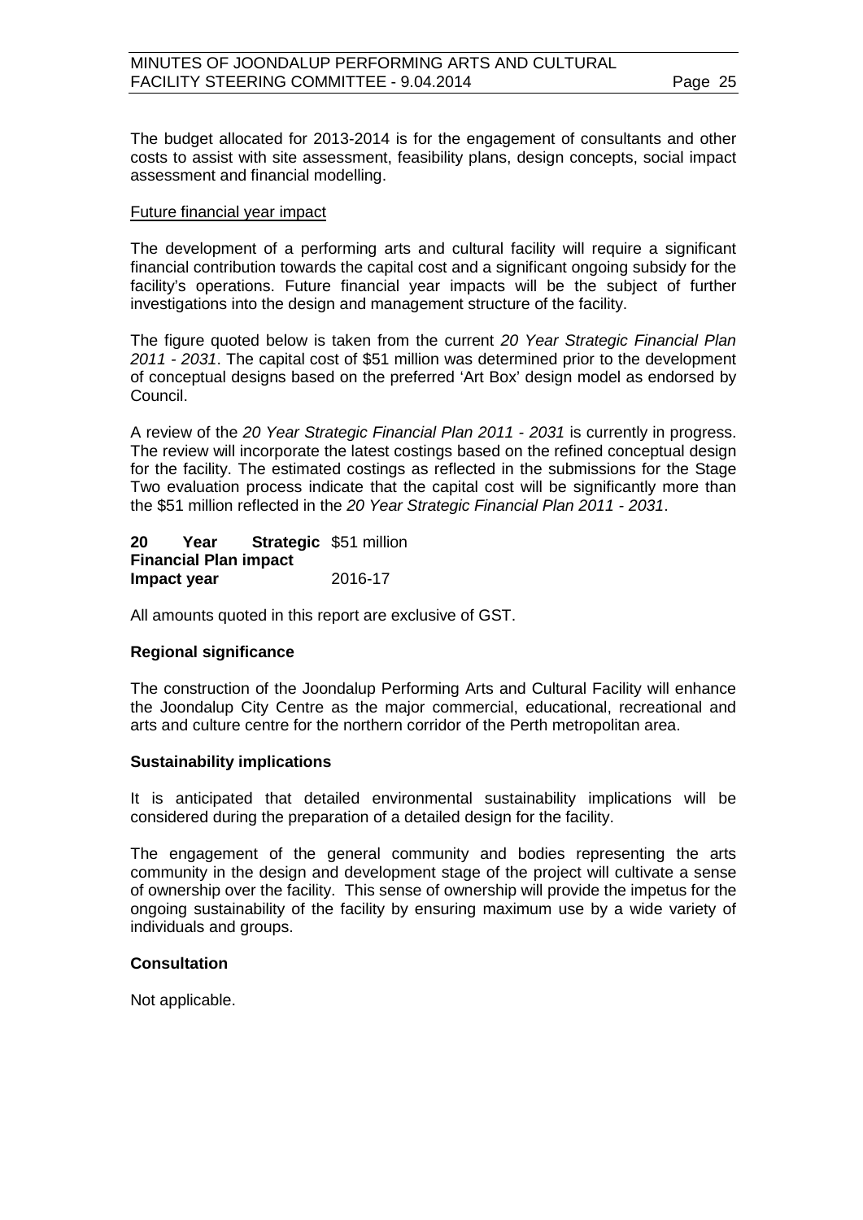The budget allocated for 2013-2014 is for the engagement of consultants and other costs to assist with site assessment, feasibility plans, design concepts, social impact assessment and financial modelling.

Future financial year impact

The development of a performing arts and cultural facility will require a significant financial contribution towards the capital cost and a significant ongoing subsidy for the facility's operations. Future financial year impacts will be the subject of further investigations into the design and management structure of the facility.

The figure quoted below is taken from the current *20 Year Strategic Financial Plan 2011 - 2031*. The capital cost of $51 million was determined prior to the development of conceptual designs based on the preferred 'Art Box' design model as endorsed by Council.

A review of the *20 Year Strategic Financial Plan 2011 - 2031* is currently in progress. The review will incorporate the latest costings based on the refined conceptual design for the facility. The estimated costings as reflected in the submissions for the Stage Two evaluation process indicate that the capital cost will be significantly more than the $51 million reflected in the *20 Year Strategic Financial Plan 2011 - 2031*.

| | |
|---|---|
| **20 Year Strategic Financial Plan impact** | $51 million |
| **Impact year** | 2016-17 |

All amounts quoted in this report are exclusive of GST.

**Regional significance**

The construction of the Joondalup Performing Arts and Cultural Facility will enhance the Joondalup City Centre as the major commercial, educational, recreational and arts and culture centre for the northern corridor of the Perth metropolitan area.

**Sustainability implications**

It is anticipated that detailed environmental sustainability implications will be considered during the preparation of a detailed design for the facility.

The engagement of the general community and bodies representing the arts community in the design and development stage of the project will cultivate a sense of ownership over the facility. This sense of ownership will provide the impetus for the ongoing sustainability of the facility by ensuring maximum use by a wide variety of individuals and groups.

**Consultation**

Not applicable.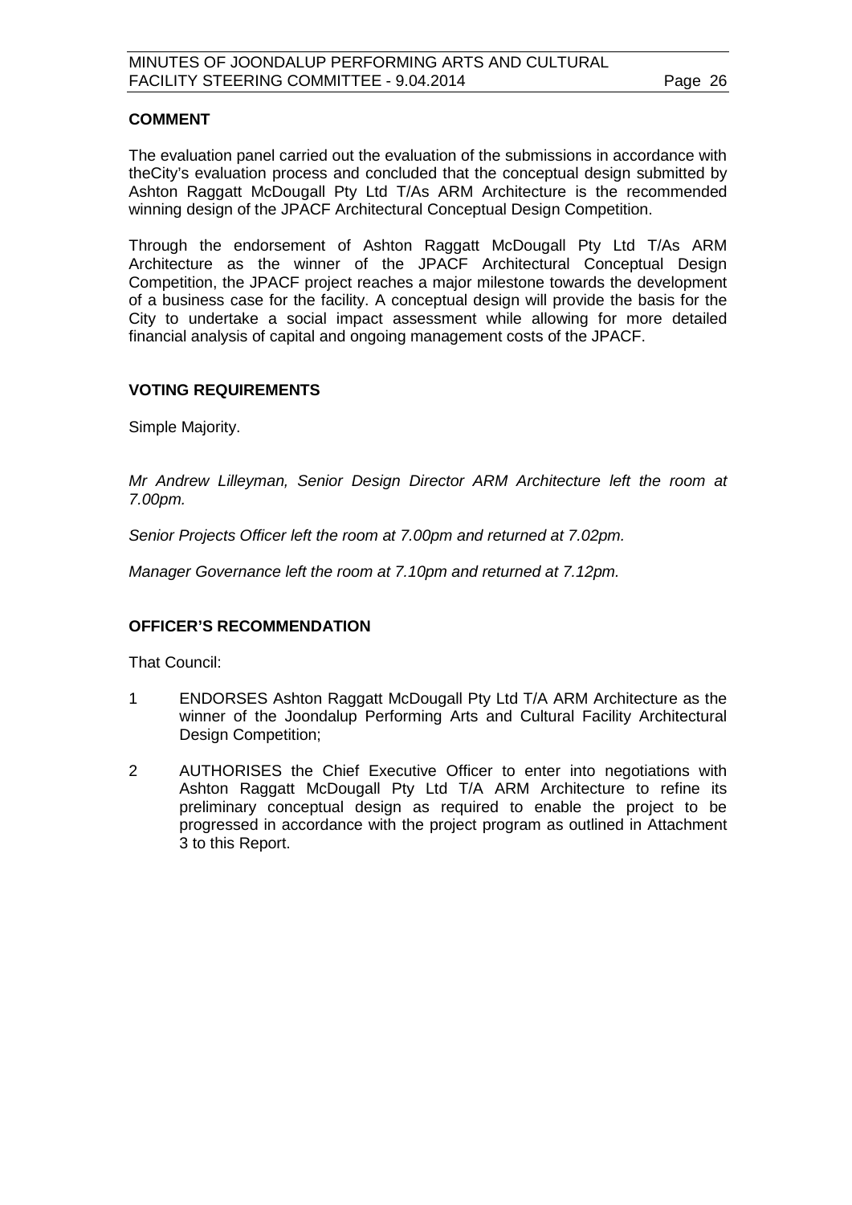### COMMENT

The evaluation panel carried out the evaluation of the submissions in accordance with theCity's evaluation process and concluded that the conceptual design submitted by Ashton Raggatt McDougall Pty Ltd T/As ARM Architecture is the recommended winning design of the JPACF Architectural Conceptual Design Competition.

Through the endorsement of Ashton Raggatt McDougall Pty Ltd T/As ARM Architecture as the winner of the JPACF Architectural Conceptual Design Competition, the JPACF project reaches a major milestone towards the development of a business case for the facility. A conceptual design will provide the basis for the City to undertake a social impact assessment while allowing for more detailed financial analysis of capital and ongoing management costs of the JPACF.

### VOTING REQUIREMENTS

Simple Majority.

*Mr Andrew Lilleyman, Senior Design Director ARM Architecture left the room at 7.00pm.*

*Senior Projects Officer left the room at 7.00pm and returned at 7.02pm.*

*Manager Governance left the room at 7.10pm and returned at 7.12pm.*

### OFFICER'S RECOMMENDATION

That Council:

1. ENDORSES Ashton Raggatt McDougall Pty Ltd T/A ARM Architecture as the winner of the Joondalup Performing Arts and Cultural Facility Architectural Design Competition;
2. AUTHORISES the Chief Executive Officer to enter into negotiations with Ashton Raggatt McDougall Pty Ltd T/A ARM Architecture to refine its preliminary conceptual design as required to enable the project to be progressed in accordance with the project program as outlined in Attachment 3 to this Report.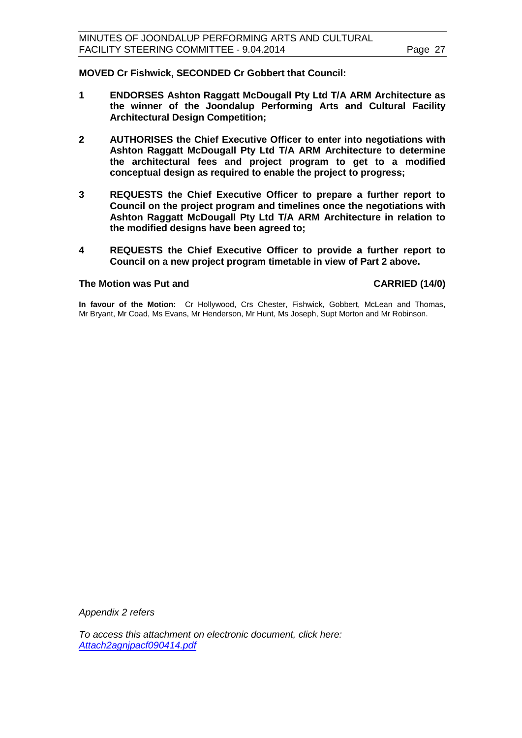**MOVED Cr Fishwick, SECONDED Cr Gobbert that Council:**

**1 ENDORSES Ashton Raggatt McDougall Pty Ltd T/A ARM Architecture as the winner of the Joondalup Performing Arts and Cultural Facility Architectural Design Competition;**

**2 AUTHORISES the Chief Executive Officer to enter into negotiations with Ashton Raggatt McDougall Pty Ltd T/A ARM Architecture to determine the architectural fees and project program to get to a modified conceptual design as required to enable the project to progress;**

**3 REQUESTS the Chief Executive Officer to prepare a further report to Council on the project program and timelines once the negotiations with Ashton Raggatt McDougall Pty Ltd T/A ARM Architecture in relation to the modified designs have been agreed to;**

**4 REQUESTS the Chief Executive Officer to provide a further report to Council on a new project program timetable in view of Part 2 above.**

**The Motion was Put and CARRIED (14/0)**

**In favour of the Motion:** Cr Hollywood, Crs Chester, Fishwick, Gobbert, McLean and Thomas, Mr Bryant, Mr Coad, Ms Evans, Mr Henderson, Mr Hunt, Ms Joseph, Supt Morton and Mr Robinson.

*Appendix 2 refers*

*To access this attachment on electronic document, click here: Attach2agnjpacf090414.pdf*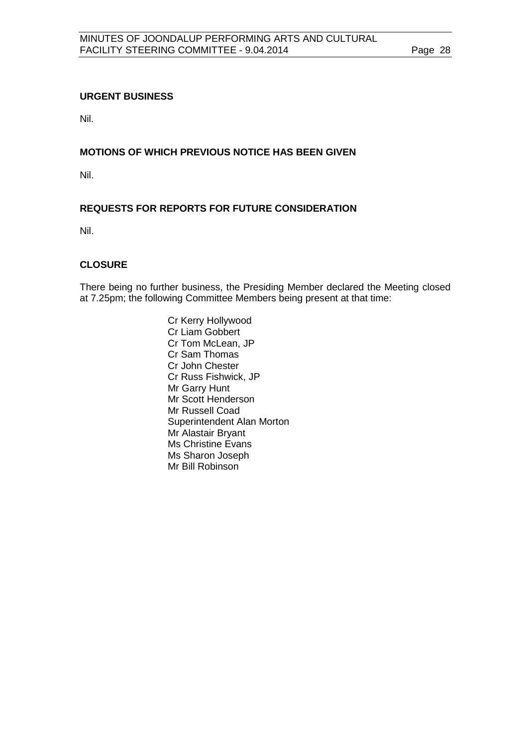## URGENT BUSINESS

Nil.

## MOTIONS OF WHICH PREVIOUS NOTICE HAS BEEN GIVEN

Nil.

## REQUESTS FOR REPORTS FOR FUTURE CONSIDERATION

Nil.

## CLOSURE

There being no further business, the Presiding Member declared the Meeting closed at 7.25pm; the following Committee Members being present at that time:

Cr Kerry Hollywood
Cr Liam Gobbert
Cr Tom McLean, JP
Cr Sam Thomas
Cr John Chester
Cr Russ Fishwick, JP
Mr Garry Hunt
Mr Scott Henderson
Mr Russell Coad
Superintendent Alan Morton
Mr Alastair Bryant
Ms Christine Evans
Ms Sharon Joseph
Mr Bill Robinson